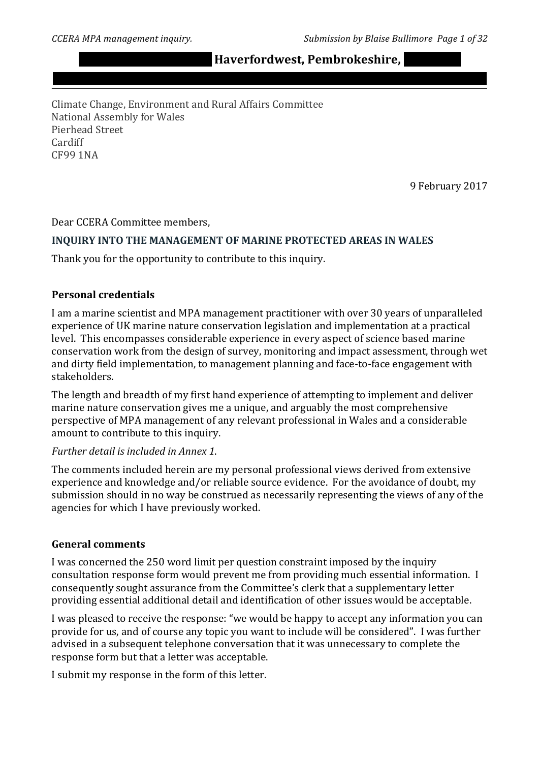**Haverfordwest, Pembrokeshire,**

Climate Change, Environment and Rural Affairs Committee
National Assembly for Wales
Pierhead Street
Cardiff
CF99 1NA

9 February 2017

Dear CCERA Committee members,

**INQUIRY INTO THE MANAGEMENT OF MARINE PROTECTED AREAS IN WALES**

Thank you for the opportunity to contribute to this inquiry.

### Personal credentials

I am a marine scientist and MPA management practitioner with over 30 years of unparalleled experience of UK marine nature conservation legislation and implementation at a practical level. This encompasses considerable experience in every aspect of science based marine conservation work from the design of survey, monitoring and impact assessment, through wet and dirty field implementation, to management planning and face-to-face engagement with stakeholders.

The length and breadth of my first hand experience of attempting to implement and deliver marine nature conservation gives me a unique, and arguably the most comprehensive perspective of MPA management of any relevant professional in Wales and a considerable amount to contribute to this inquiry.

*Further detail is included in Annex 1*.

The comments included herein are my personal professional views derived from extensive experience and knowledge and/or reliable source evidence. For the avoidance of doubt, my submission should in no way be construed as necessarily representing the views of any of the agencies for which I have previously worked.

### General comments

I was concerned the 250 word limit per question constraint imposed by the inquiry consultation response form would prevent me from providing much essential information. I consequently sought assurance from the Committee's clerk that a supplementary letter providing essential additional detail and identification of other issues would be acceptable.

I was pleased to receive the response: "we would be happy to accept any information you can provide for us, and of course any topic you want to include will be considered". I was further advised in a subsequent telephone conversation that it was unnecessary to complete the response form but that a letter was acceptable.

I submit my response in the form of this letter.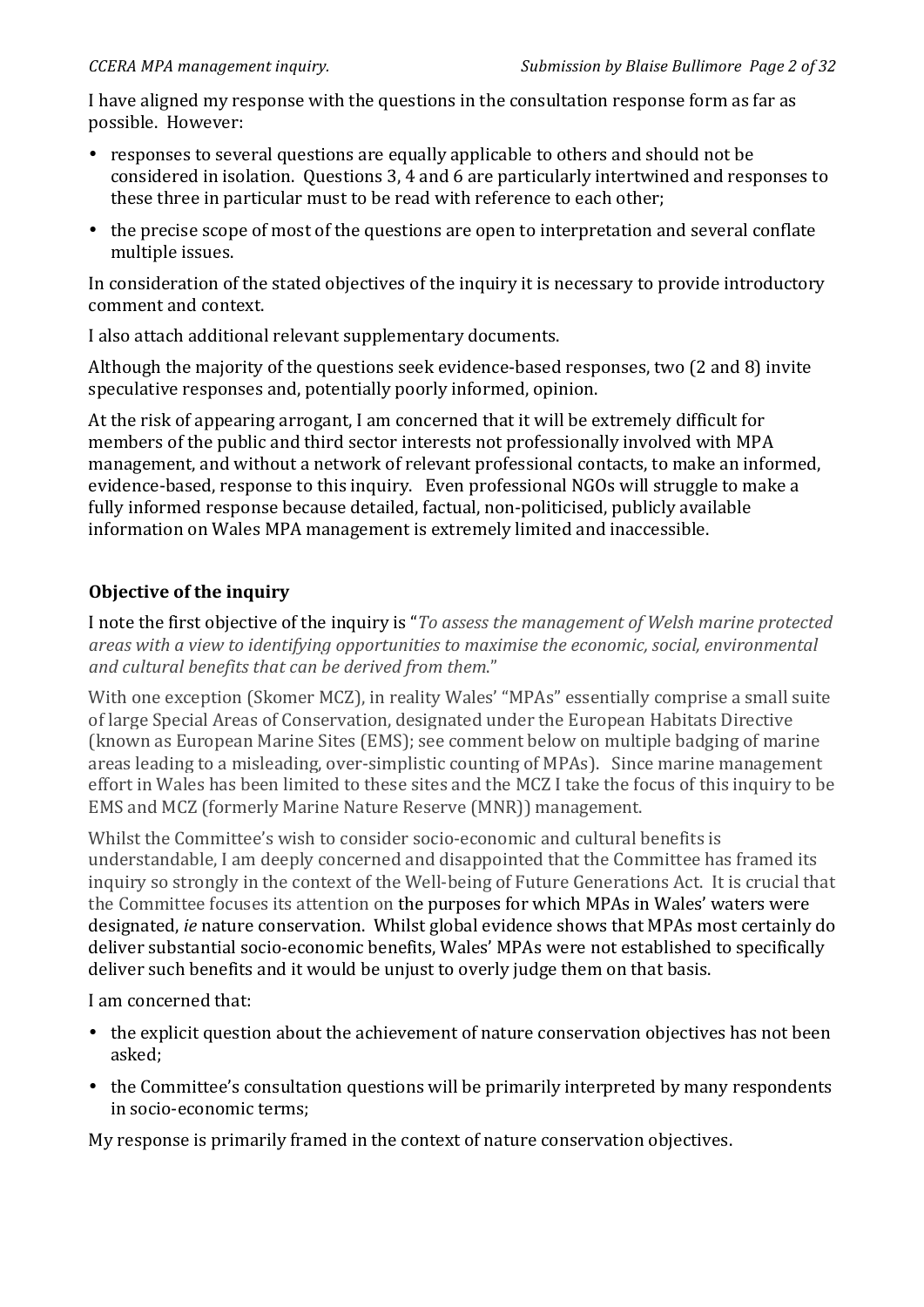I have aligned my response with the questions in the consultation response form as far as possible. However:

- responses to several questions are equally applicable to others and should not be considered in isolation. Questions 3, 4 and 6 are particularly intertwined and responses to these three in particular must to be read with reference to each other;
- the precise scope of most of the questions are open to interpretation and several conflate multiple issues.

In consideration of the stated objectives of the inquiry it is necessary to provide introductory comment and context.

I also attach additional relevant supplementary documents.

Although the majority of the questions seek evidence-based responses, two (2 and 8) invite speculative responses and, potentially poorly informed, opinion.

At the risk of appearing arrogant, I am concerned that it will be extremely difficult for members of the public and third sector interests not professionally involved with MPA management, and without a network of relevant professional contacts, to make an informed, evidence-based, response to this inquiry. Even professional NGOs will struggle to make a fully informed response because detailed, factual, non-politicised, publicly available information on Wales MPA management is extremely limited and inaccessible.

## Objective of the inquiry

I note the first objective of the inquiry is "*To assess the management of Welsh marine protected areas with a view to identifying opportunities to maximise the economic, social, environmental and cultural benefits that can be derived from them.*"

With one exception (Skomer MCZ), in reality Wales' "MPAs" essentially comprise a small suite of large Special Areas of Conservation, designated under the European Habitats Directive (known as European Marine Sites (EMS); see comment below on multiple badging of marine areas leading to a misleading, over-simplistic counting of MPAs). Since marine management effort in Wales has been limited to these sites and the MCZ I take the focus of this inquiry to be EMS and MCZ (formerly Marine Nature Reserve (MNR)) management.

Whilst the Committee's wish to consider socio-economic and cultural benefits is understandable, I am deeply concerned and disappointed that the Committee has framed its inquiry so strongly in the context of the Well-being of Future Generations Act. It is crucial that the Committee focuses its attention on the purposes for which MPAs in Wales' waters were designated, *ie* nature conservation. Whilst global evidence shows that MPAs most certainly do deliver substantial socio-economic benefits, Wales' MPAs were not established to specifically deliver such benefits and it would be unjust to overly judge them on that basis.

I am concerned that:

- the explicit question about the achievement of nature conservation objectives has not been asked;
- the Committee's consultation questions will be primarily interpreted by many respondents in socio-economic terms;

My response is primarily framed in the context of nature conservation objectives.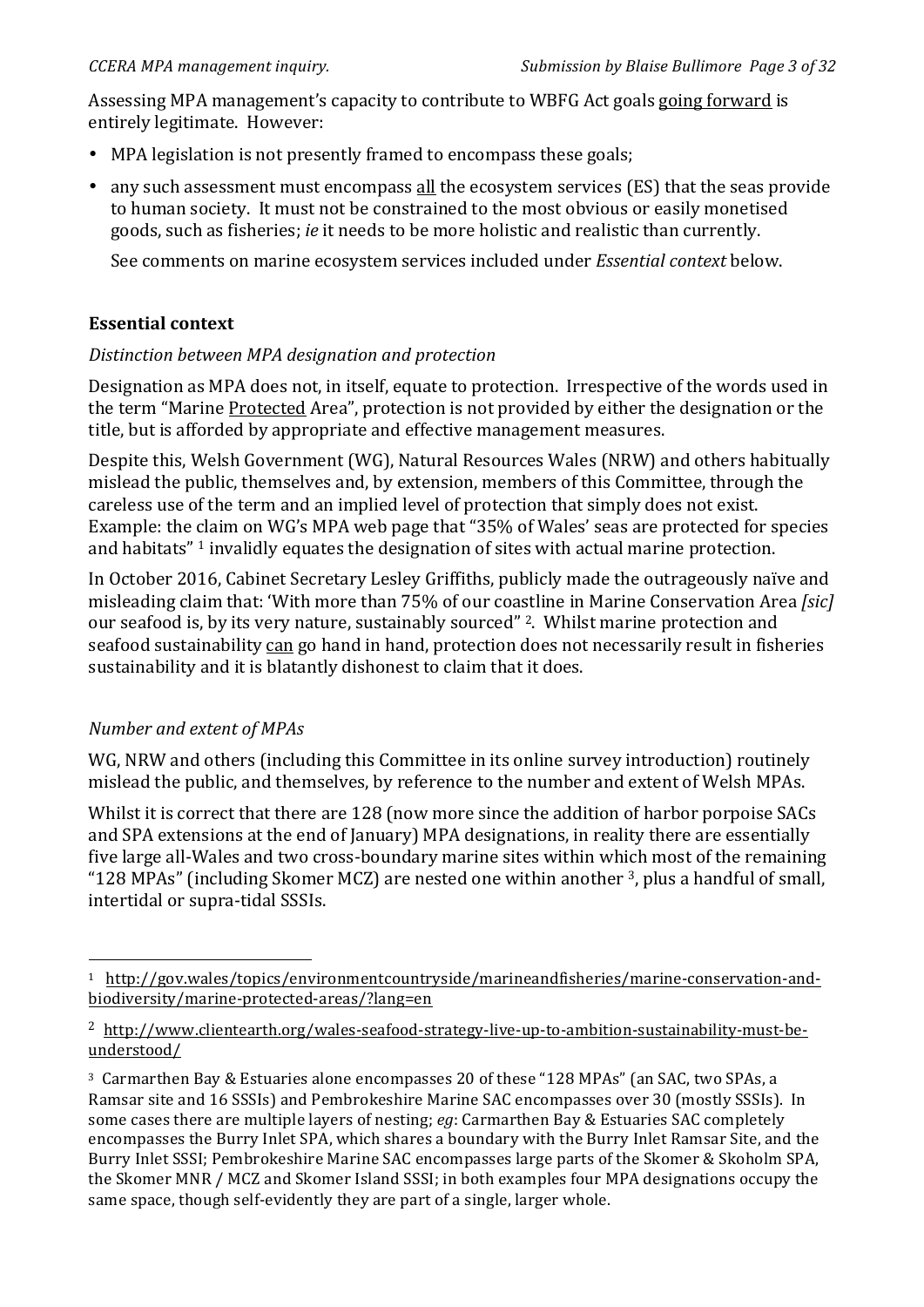Assessing MPA management's capacity to contribute to WBFG Act goals going forward is entirely legitimate. However:

- MPA legislation is not presently framed to encompass these goals;
- any such assessment must encompass all the ecosystem services (ES) that the seas provide to human society. It must not be constrained to the most obvious or easily monetised goods, such as fisheries; *ie* it needs to be more holistic and realistic than currently.

  See comments on marine ecosystem services included under *Essential context* below.

## Essential context

*Distinction between MPA designation and protection*

Designation as MPA does not, in itself, equate to protection. Irrespective of the words used in the term "Marine Protected Area", protection is not provided by either the designation or the title, but is afforded by appropriate and effective management measures.

Despite this, Welsh Government (WG), Natural Resources Wales (NRW) and others habitually mislead the public, themselves and, by extension, members of this Committee, through the careless use of the term and an implied level of protection that simply does not exist. Example: the claim on WG's MPA web page that "35% of Wales' seas are protected for species and habitats" [1] invalidly equates the designation of sites with actual marine protection.

In October 2016, Cabinet Secretary Lesley Griffiths, publicly made the outrageously naïve and misleading claim that: 'With more than 75% of our coastline in Marine Conservation Area *[sic]* our seafood is, by its very nature, sustainably sourced" [2]. Whilst marine protection and seafood sustainability can go hand in hand, protection does not necessarily result in fisheries sustainability and it is blatantly dishonest to claim that it does.

*Number and extent of MPAs*

WG, NRW and others (including this Committee in its online survey introduction) routinely mislead the public, and themselves, by reference to the number and extent of Welsh MPAs.

Whilst it is correct that there are 128 (now more since the addition of harbor porpoise SACs and SPA extensions at the end of January) MPA designations, in reality there are essentially five large all-Wales and two cross-boundary marine sites within which most of the remaining "128 MPAs" (including Skomer MCZ) are nested one within another [3], plus a handful of small, intertidal or supra-tidal SSSIs.

---

[1] http://gov.wales/topics/environmentcountryside/marineandfisheries/marine-conservation-and-biodiversity/marine-protected-areas/?lang=en

[2] http://www.clientearth.org/wales-seafood-strategy-live-up-to-ambition-sustainability-must-be-understood/

[3] Carmarthen Bay & Estuaries alone encompasses 20 of these "128 MPAs" (an SAC, two SPAs, a Ramsar site and 16 SSSIs) and Pembrokeshire Marine SAC encompasses over 30 (mostly SSSIs). In some cases there are multiple layers of nesting; *eg*: Carmarthen Bay & Estuaries SAC completely encompasses the Burry Inlet SPA, which shares a boundary with the Burry Inlet Ramsar Site, and the Burry Inlet SSSI; Pembrokeshire Marine SAC encompasses large parts of the Skomer & Skoholm SPA, the Skomer MNR / MCZ and Skomer Island SSSI; in both examples four MPA designations occupy the same space, though self-evidently they are part of a single, larger whole.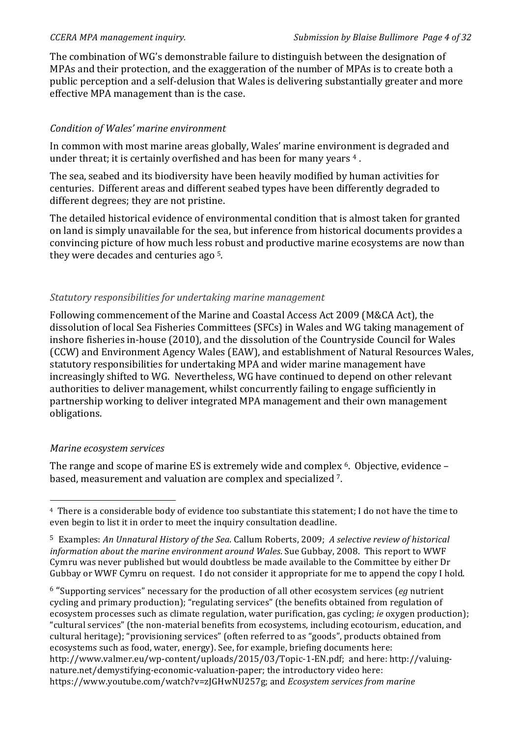The combination of WG's demonstrable failure to distinguish between the designation of MPAs and their protection, and the exaggeration of the number of MPAs is to create both a public perception and a self-delusion that Wales is delivering substantially greater and more effective MPA management than is the case.

### *Condition of Wales' marine environment*

In common with most marine areas globally, Wales' marine environment is degraded and under threat; it is certainly overfished and has been for many years [4].

The sea, seabed and its biodiversity have been heavily modified by human activities for centuries. Different areas and different seabed types have been differently degraded to different degrees; they are not pristine.

The detailed historical evidence of environmental condition that is almost taken for granted on land is simply unavailable for the sea, but inference from historical documents provides a convincing picture of how much less robust and productive marine ecosystems are now than they were decades and centuries ago [5].

### *Statutory responsibilities for undertaking marine management*

Following commencement of the Marine and Coastal Access Act 2009 (M&CA Act), the dissolution of local Sea Fisheries Committees (SFCs) in Wales and WG taking management of inshore fisheries in-house (2010), and the dissolution of the Countryside Council for Wales (CCW) and Environment Agency Wales (EAW), and establishment of Natural Resources Wales, statutory responsibilities for undertaking MPA and wider marine management have increasingly shifted to WG. Nevertheless, WG have continued to depend on other relevant authorities to deliver management, whilst concurrently failing to engage sufficiently in partnership working to deliver integrated MPA management and their own management obligations.

### *Marine ecosystem services*

The range and scope of marine ES is extremely wide and complex [6]. Objective, evidence – based, measurement and valuation are complex and specialized [7].

---

[4] There is a considerable body of evidence too substantiate this statement; I do not have the time to even begin to list it in order to meet the inquiry consultation deadline.

[5] Examples: *An Unnatural History of the Sea*. Callum Roberts, 2009; *A selective review of historical information about the marine environment around Wales*. Sue Gubbay, 2008. This report to WWF Cymru was never published but would doubtless be made available to the Committee by either Dr Gubbay or WWF Cymru on request. I do not consider it appropriate for me to append the copy I hold.

[6] "Supporting services" necessary for the production of all other ecosystem services (*eg* nutrient cycling and primary production); "regulating services" (the benefits obtained from regulation of ecosystem processes such as climate regulation, water purification, gas cycling; *ie* oxygen production); "cultural services" (the non-material benefits from ecosystems, including ecotourism, education, and cultural heritage); "provisioning services" (often referred to as "goods", products obtained from ecosystems such as food, water, energy). See, for example, briefing documents here: http://www.valmer.eu/wp-content/uploads/2015/03/Topic-1-EN.pdf; and here: http://valuing-nature.net/demystifying-economic-valuation-paper; the introductory video here: https://www.youtube.com/watch?v=zJGHwNU257g; and *Ecosystem services from marine*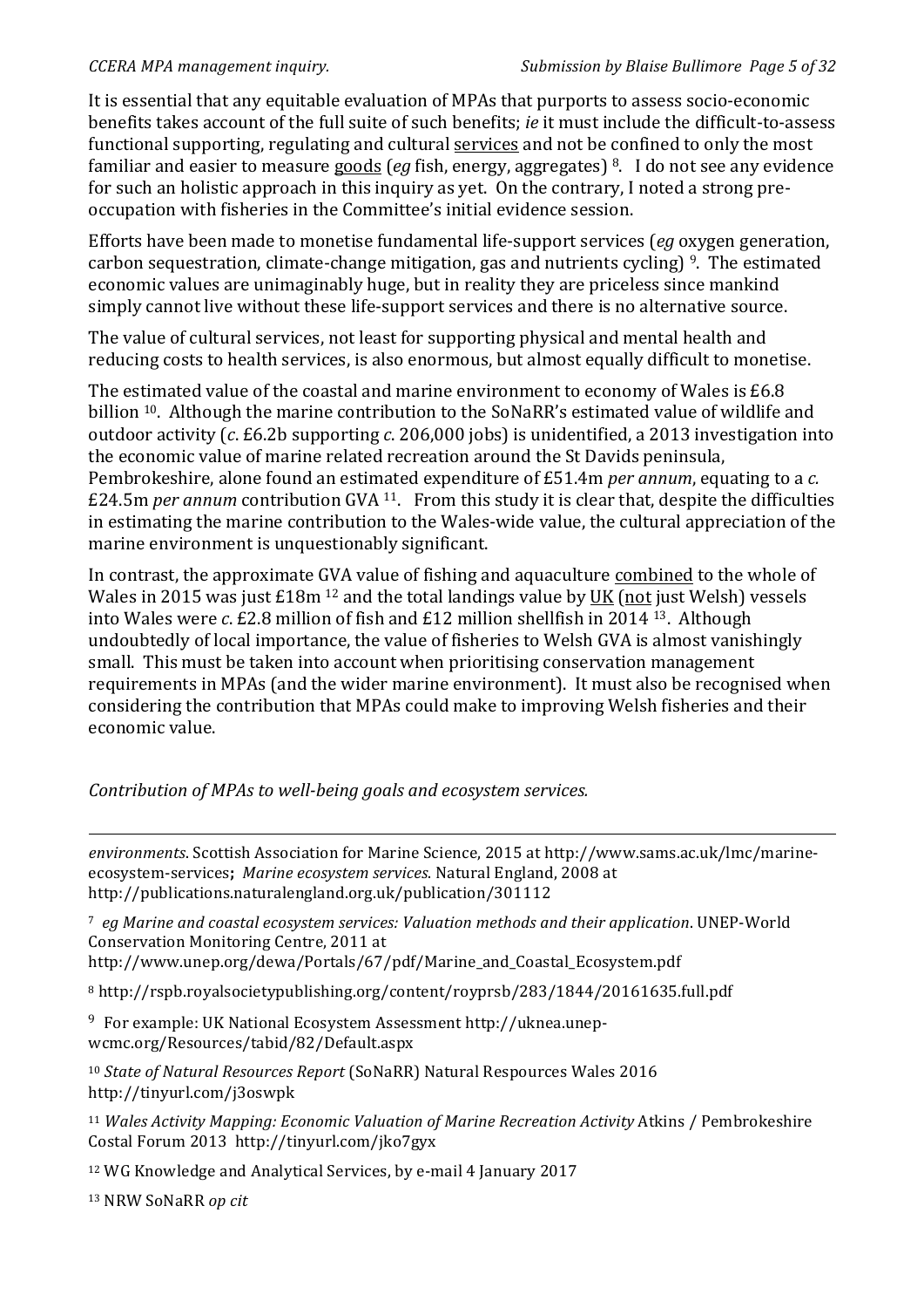It is essential that any equitable evaluation of MPAs that purports to assess socio-economic benefits takes account of the full suite of such benefits; *ie* it must include the difficult-to-assess functional supporting, regulating and cultural services and not be confined to only the most familiar and easier to measure goods (*eg* fish, energy, aggregates) [8]. I do not see any evidence for such an holistic approach in this inquiry as yet. On the contrary, I noted a strong pre-occupation with fisheries in the Committee's initial evidence session.

Efforts have been made to monetise fundamental life-support services (*eg* oxygen generation, carbon sequestration, climate-change mitigation, gas and nutrients cycling) [9]. The estimated economic values are unimaginably huge, but in reality they are priceless since mankind simply cannot live without these life-support services and there is no alternative source.

The value of cultural services, not least for supporting physical and mental health and reducing costs to health services, is also enormous, but almost equally difficult to monetise.

The estimated value of the coastal and marine environment to economy of Wales is £6.8 billion [10]. Although the marine contribution to the SoNaRR's estimated value of wildlife and outdoor activity (*c*. £6.2b supporting *c*. 206,000 jobs) is unidentified, a 2013 investigation into the economic value of marine related recreation around the St Davids peninsula, Pembrokeshire, alone found an estimated expenditure of £51.4m *per annum*, equating to a *c.* £24.5m *per annum* contribution GVA [11]. From this study it is clear that, despite the difficulties in estimating the marine contribution to the Wales-wide value, the cultural appreciation of the marine environment is unquestionably significant.

In contrast, the approximate GVA value of fishing and aquaculture combined to the whole of Wales in 2015 was just £18m [12] and the total landings value by UK (not just Welsh) vessels into Wales were *c*. £2.8 million of fish and £12 million shellfish in 2014 [13]. Although undoubtedly of local importance, the value of fisheries to Welsh GVA is almost vanishingly small. This must be taken into account when prioritising conservation management requirements in MPAs (and the wider marine environment). It must also be recognised when considering the contribution that MPAs could make to improving Welsh fisheries and their economic value.

*Contribution of MPAs to well-being goals and ecosystem services.*

---

*environments*. Scottish Association for Marine Science, 2015 at http://www.sams.ac.uk/lmc/marine-ecosystem-services**;** *Marine ecosystem services*. Natural England, 2008 at http://publications.naturalengland.org.uk/publication/301112

[7] *eg Marine and coastal ecosystem services: Valuation methods and their application*. UNEP-World Conservation Monitoring Centre, 2011 at http://www.unep.org/dewa/Portals/67/pdf/Marine_and_Coastal_Ecosystem.pdf

[8] http://rspb.royalsocietypublishing.org/content/royprsb/283/1844/20161635.full.pdf

[9] For example: UK National Ecosystem Assessment http://uknea.unep-wcmc.org/Resources/tabid/82/Default.aspx

[10] *State of Natural Resources Report* (SoNaRR) Natural Respources Wales 2016 http://tinyurl.com/j3oswpk

[11] *Wales Activity Mapping: Economic Valuation of Marine Recreation Activity* Atkins / Pembrokeshire Costal Forum 2013 http://tinyurl.com/jko7gyx

[12] WG Knowledge and Analytical Services, by e-mail 4 January 2017

[13] NRW SoNaRR *op cit*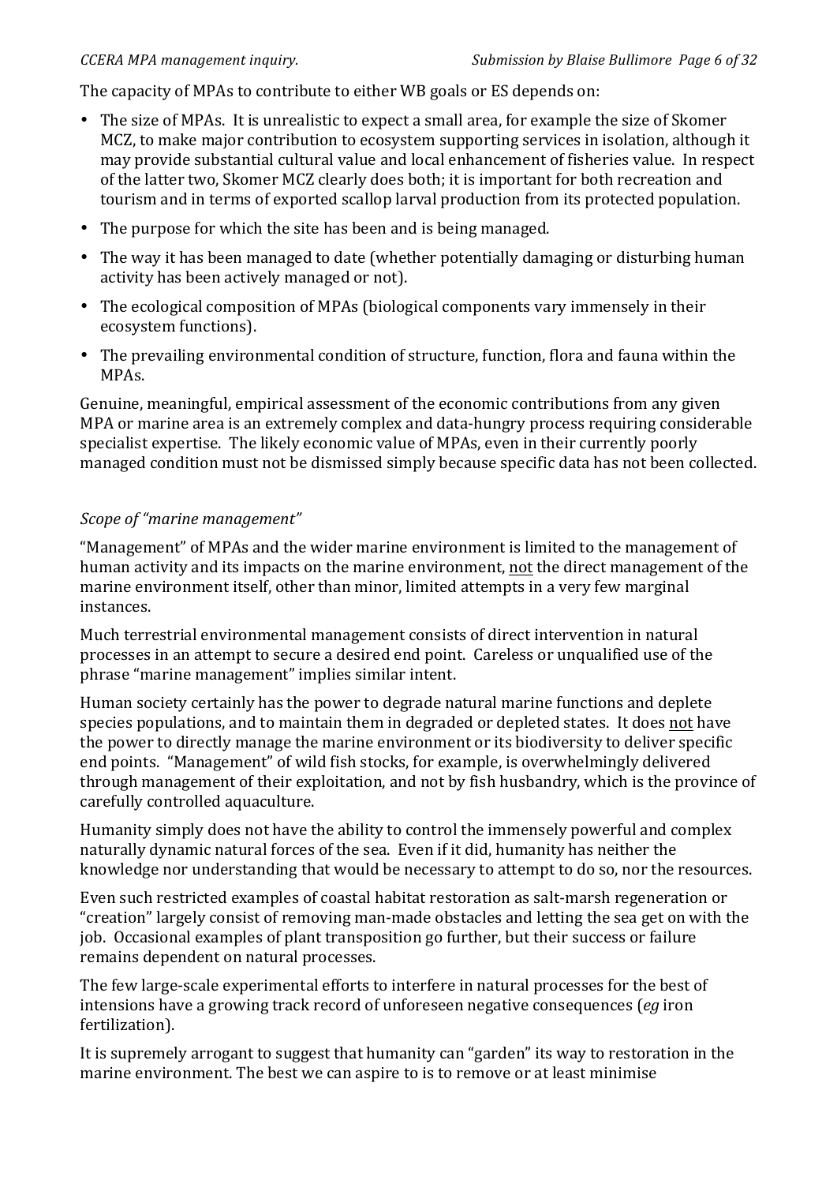The capacity of MPAs to contribute to either WB goals or ES depends on:

- The size of MPAs. It is unrealistic to expect a small area, for example the size of Skomer MCZ, to make major contribution to ecosystem supporting services in isolation, although it may provide substantial cultural value and local enhancement of fisheries value. In respect of the latter two, Skomer MCZ clearly does both; it is important for both recreation and tourism and in terms of exported scallop larval production from its protected population.
- The purpose for which the site has been and is being managed.
- The way it has been managed to date (whether potentially damaging or disturbing human activity has been actively managed or not).
- The ecological composition of MPAs (biological components vary immensely in their ecosystem functions).
- The prevailing environmental condition of structure, function, flora and fauna within the MPAs.

Genuine, meaningful, empirical assessment of the economic contributions from any given MPA or marine area is an extremely complex and data-hungry process requiring considerable specialist expertise. The likely economic value of MPAs, even in their currently poorly managed condition must not be dismissed simply because specific data has not been collected.

*Scope of "marine management"*

"Management" of MPAs and the wider marine environment is limited to the management of human activity and its impacts on the marine environment, <u>not</u> the direct management of the marine environment itself, other than minor, limited attempts in a very few marginal instances.

Much terrestrial environmental management consists of direct intervention in natural processes in an attempt to secure a desired end point. Careless or unqualified use of the phrase "marine management" implies similar intent.

Human society certainly has the power to degrade natural marine functions and deplete species populations, and to maintain them in degraded or depleted states. It does <u>not</u> have the power to directly manage the marine environment or its biodiversity to deliver specific end points. "Management" of wild fish stocks, for example, is overwhelmingly delivered through management of their exploitation, and not by fish husbandry, which is the province of carefully controlled aquaculture.

Humanity simply does not have the ability to control the immensely powerful and complex naturally dynamic natural forces of the sea. Even if it did, humanity has neither the knowledge nor understanding that would be necessary to attempt to do so, nor the resources.

Even such restricted examples of coastal habitat restoration as salt-marsh regeneration or "creation" largely consist of removing man-made obstacles and letting the sea get on with the job. Occasional examples of plant transposition go further, but their success or failure remains dependent on natural processes.

The few large-scale experimental efforts to interfere in natural processes for the best of intensions have a growing track record of unforeseen negative consequences (*eg* iron fertilization).

It is supremely arrogant to suggest that humanity can "garden" its way to restoration in the marine environment. The best we can aspire to is to remove or at least minimise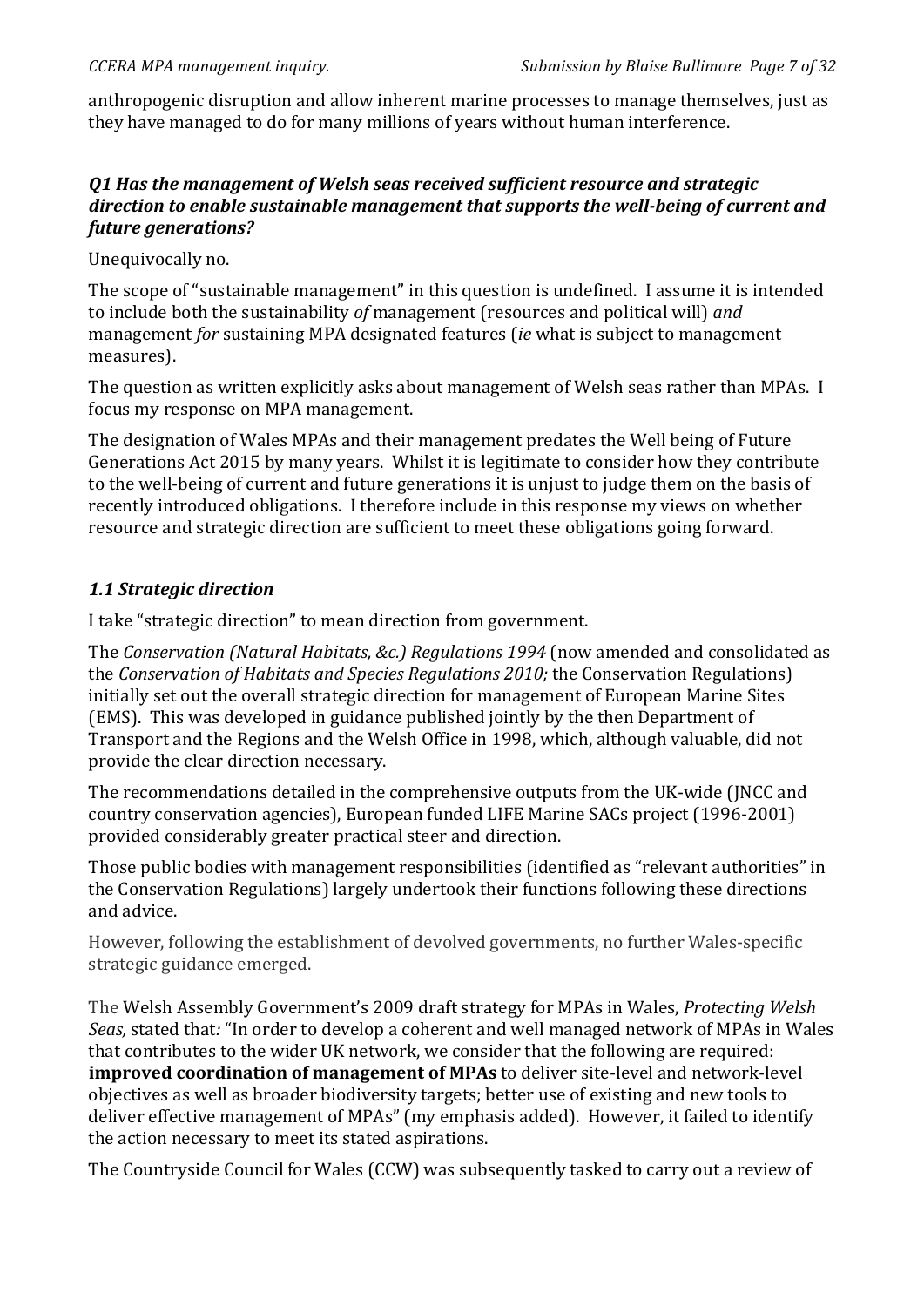anthropogenic disruption and allow inherent marine processes to manage themselves, just as they have managed to do for many millions of years without human interference.

### *Q1 Has the management of Welsh seas received sufficient resource and strategic direction to enable sustainable management that supports the well-being of current and future generations?*

Unequivocally no.

The scope of "sustainable management" in this question is undefined. I assume it is intended to include both the sustainability *of* management (resources and political will) *and* management *for* sustaining MPA designated features (*ie* what is subject to management measures).

The question as written explicitly asks about management of Welsh seas rather than MPAs. I focus my response on MPA management.

The designation of Wales MPAs and their management predates the Well being of Future Generations Act 2015 by many years. Whilst it is legitimate to consider how they contribute to the well-being of current and future generations it is unjust to judge them on the basis of recently introduced obligations. I therefore include in this response my views on whether resource and strategic direction are sufficient to meet these obligations going forward.

### *1.1 Strategic direction*

I take "strategic direction" to mean direction from government.

The *Conservation (Natural Habitats, &c.) Regulations 1994* (now amended and consolidated as the *Conservation of Habitats and Species Regulations 2010;* the Conservation Regulations) initially set out the overall strategic direction for management of European Marine Sites (EMS). This was developed in guidance published jointly by the then Department of Transport and the Regions and the Welsh Office in 1998, which, although valuable, did not provide the clear direction necessary.

The recommendations detailed in the comprehensive outputs from the UK-wide (JNCC and country conservation agencies), European funded LIFE Marine SACs project (1996-2001) provided considerably greater practical steer and direction.

Those public bodies with management responsibilities (identified as "relevant authorities" in the Conservation Regulations) largely undertook their functions following these directions and advice.

However, following the establishment of devolved governments, no further Wales-specific strategic guidance emerged.

The Welsh Assembly Government's 2009 draft strategy for MPAs in Wales, *Protecting Welsh Seas,* stated that*:* "In order to develop a coherent and well managed network of MPAs in Wales that contributes to the wider UK network, we consider that the following are required: **improved coordination of management of MPAs** to deliver site-level and network-level objectives as well as broader biodiversity targets; better use of existing and new tools to deliver effective management of MPAs" (my emphasis added). However, it failed to identify the action necessary to meet its stated aspirations.

The Countryside Council for Wales (CCW) was subsequently tasked to carry out a review of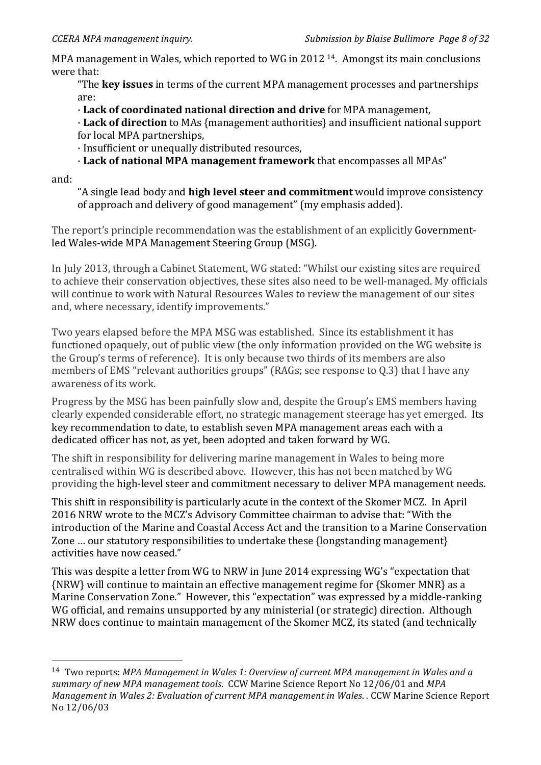MPA management in Wales, which reported to WG in 2012 [14]. Amongst its main conclusions were that:

> "The **key issues** in terms of the current MPA management processes and partnerships are:
> · **Lack of coordinated national direction and drive** for MPA management,
> · **Lack of direction** to MAs {management authorities} and insufficient national support for local MPA partnerships,
> · Insufficient or unequally distributed resources,
> · **Lack of national MPA management framework** that encompasses all MPAs"

and:

> "A single lead body and **high level steer and commitment** would improve consistency of approach and delivery of good management" (my emphasis added).

The report's principle recommendation was the establishment of an explicitly Government-led Wales-wide MPA Management Steering Group (MSG).

In July 2013, through a Cabinet Statement, WG stated: "Whilst our existing sites are required to achieve their conservation objectives, these sites also need to be well-managed. My officials will continue to work with Natural Resources Wales to review the management of our sites and, where necessary, identify improvements."

Two years elapsed before the MPA MSG was established. Since its establishment it has functioned opaquely, out of public view (the only information provided on the WG website is the Group's terms of reference). It is only because two thirds of its members are also members of EMS "relevant authorities groups" (RAGs; see response to Q.3) that I have any awareness of its work.

Progress by the MSG has been painfully slow and, despite the Group's EMS members having clearly expended considerable effort, no strategic management steerage has yet emerged. Its key recommendation to date, to establish seven MPA management areas each with a dedicated officer has not, as yet, been adopted and taken forward by WG.

The shift in responsibility for delivering marine management in Wales to being more centralised within WG is described above. However, this has not been matched by WG providing the high-level steer and commitment necessary to deliver MPA management needs.

This shift in responsibility is particularly acute in the context of the Skomer MCZ. In April 2016 NRW wrote to the MCZ's Advisory Committee chairman to advise that: "With the introduction of the Marine and Coastal Access Act and the transition to a Marine Conservation Zone … our statutory responsibilities to undertake these {longstanding management} activities have now ceased."

This was despite a letter from WG to NRW in June 2014 expressing WG's "expectation that {NRW} will continue to maintain an effective management regime for {Skomer MNR} as a Marine Conservation Zone." However, this "expectation" was expressed by a middle-ranking WG official, and remains unsupported by any ministerial (or strategic) direction. Although NRW does continue to maintain management of the Skomer MCZ, its stated (and technically

---

[14] Two reports: *MPA Management in Wales 1: Overview of current MPA management in Wales and a summary of new MPA management tools.* CCW Marine Science Report No 12/06/01 and *MPA Management in Wales 2: Evaluation of current MPA management in Wales.* . CCW Marine Science Report No 12/06/03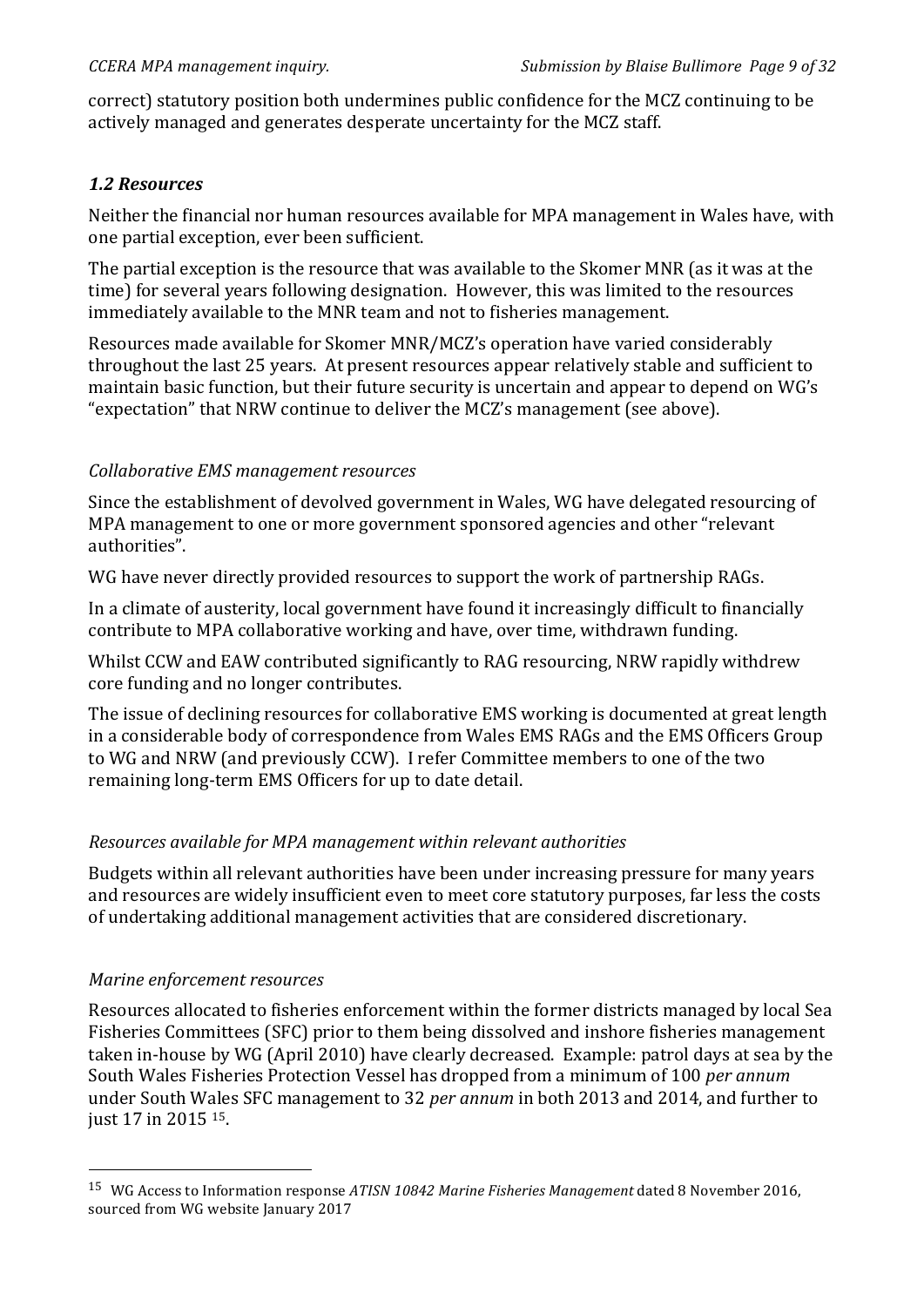correct) statutory position both undermines public confidence for the MCZ continuing to be actively managed and generates desperate uncertainty for the MCZ staff.

### *1.2 Resources*

Neither the financial nor human resources available for MPA management in Wales have, with one partial exception, ever been sufficient.

The partial exception is the resource that was available to the Skomer MNR (as it was at the time) for several years following designation. However, this was limited to the resources immediately available to the MNR team and not to fisheries management.

Resources made available for Skomer MNR/MCZ's operation have varied considerably throughout the last 25 years. At present resources appear relatively stable and sufficient to maintain basic function, but their future security is uncertain and appear to depend on WG's "expectation" that NRW continue to deliver the MCZ's management (see above).

*Collaborative EMS management resources*

Since the establishment of devolved government in Wales, WG have delegated resourcing of MPA management to one or more government sponsored agencies and other "relevant authorities".

WG have never directly provided resources to support the work of partnership RAGs.

In a climate of austerity, local government have found it increasingly difficult to financially contribute to MPA collaborative working and have, over time, withdrawn funding.

Whilst CCW and EAW contributed significantly to RAG resourcing, NRW rapidly withdrew core funding and no longer contributes.

The issue of declining resources for collaborative EMS working is documented at great length in a considerable body of correspondence from Wales EMS RAGs and the EMS Officers Group to WG and NRW (and previously CCW). I refer Committee members to one of the two remaining long-term EMS Officers for up to date detail.

*Resources available for MPA management within relevant authorities*

Budgets within all relevant authorities have been under increasing pressure for many years and resources are widely insufficient even to meet core statutory purposes, far less the costs of undertaking additional management activities that are considered discretionary.

*Marine enforcement resources*

Resources allocated to fisheries enforcement within the former districts managed by local Sea Fisheries Committees (SFC) prior to them being dissolved and inshore fisheries management taken in-house by WG (April 2010) have clearly decreased. Example: patrol days at sea by the South Wales Fisheries Protection Vessel has dropped from a minimum of 100 *per annum* under South Wales SFC management to 32 *per annum* in both 2013 and 2014, and further to just 17 in 2015 [15].

---

[15] WG Access to Information response *ATISN 10842 Marine Fisheries Management* dated 8 November 2016, sourced from WG website January 2017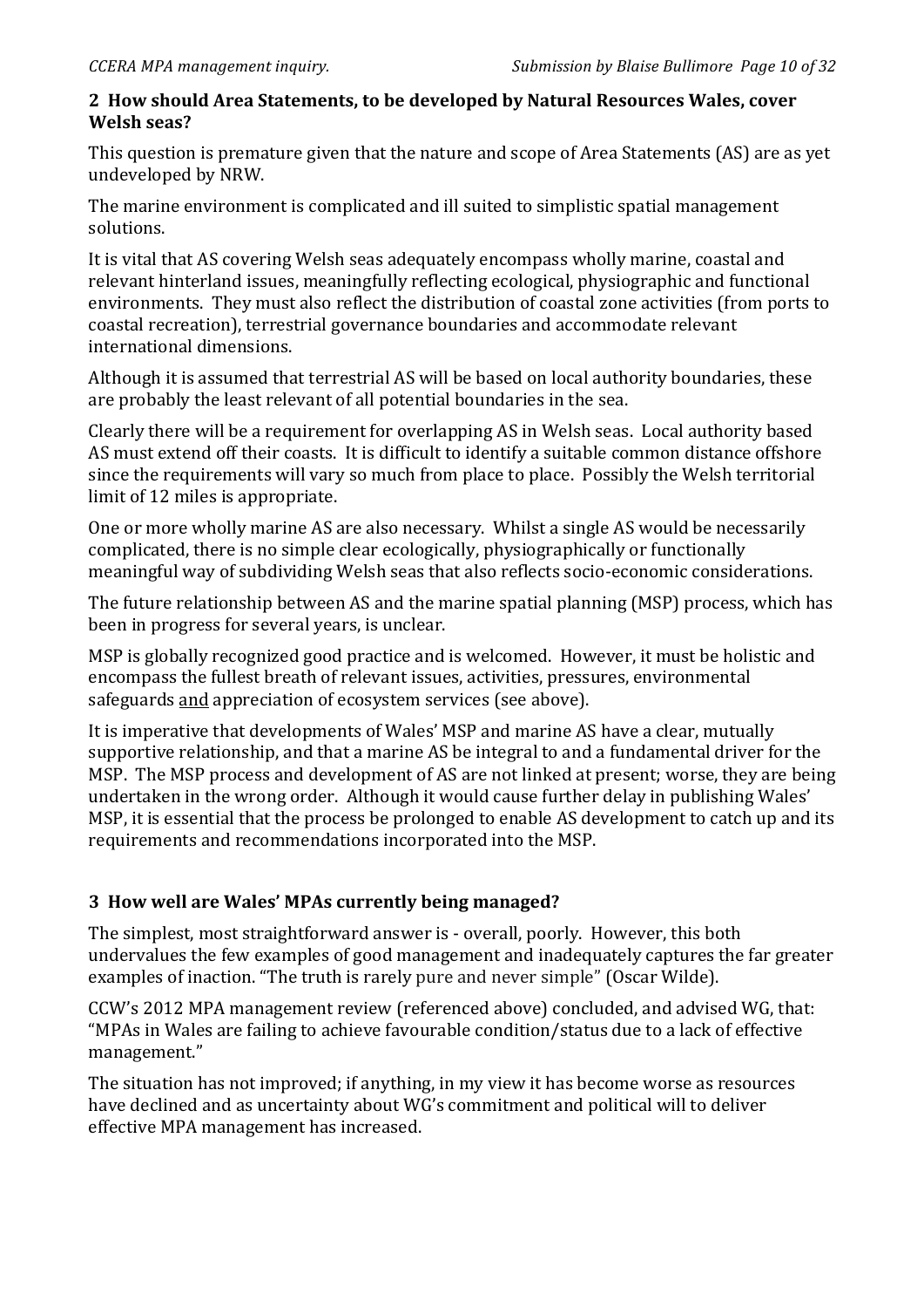## 2 How should Area Statements, to be developed by Natural Resources Wales, cover Welsh seas?

This question is premature given that the nature and scope of Area Statements (AS) are as yet undeveloped by NRW.

The marine environment is complicated and ill suited to simplistic spatial management solutions.

It is vital that AS covering Welsh seas adequately encompass wholly marine, coastal and relevant hinterland issues, meaningfully reflecting ecological, physiographic and functional environments. They must also reflect the distribution of coastal zone activities (from ports to coastal recreation), terrestrial governance boundaries and accommodate relevant international dimensions.

Although it is assumed that terrestrial AS will be based on local authority boundaries, these are probably the least relevant of all potential boundaries in the sea.

Clearly there will be a requirement for overlapping AS in Welsh seas. Local authority based AS must extend off their coasts. It is difficult to identify a suitable common distance offshore since the requirements will vary so much from place to place. Possibly the Welsh territorial limit of 12 miles is appropriate.

One or more wholly marine AS are also necessary. Whilst a single AS would be necessarily complicated, there is no simple clear ecologically, physiographically or functionally meaningful way of subdividing Welsh seas that also reflects socio-economic considerations.

The future relationship between AS and the marine spatial planning (MSP) process, which has been in progress for several years, is unclear.

MSP is globally recognized good practice and is welcomed. However, it must be holistic and encompass the fullest breath of relevant issues, activities, pressures, environmental safeguards <u>and</u> appreciation of ecosystem services (see above).

It is imperative that developments of Wales' MSP and marine AS have a clear, mutually supportive relationship, and that a marine AS be integral to and a fundamental driver for the MSP. The MSP process and development of AS are not linked at present; worse, they are being undertaken in the wrong order. Although it would cause further delay in publishing Wales' MSP, it is essential that the process be prolonged to enable AS development to catch up and its requirements and recommendations incorporated into the MSP.

## 3 How well are Wales' MPAs currently being managed?

The simplest, most straightforward answer is - overall, poorly. However, this both undervalues the few examples of good management and inadequately captures the far greater examples of inaction. "The truth is rarely pure and never simple" (Oscar Wilde).

CCW's 2012 MPA management review (referenced above) concluded, and advised WG, that: "MPAs in Wales are failing to achieve favourable condition/status due to a lack of effective management."

The situation has not improved; if anything, in my view it has become worse as resources have declined and as uncertainty about WG's commitment and political will to deliver effective MPA management has increased.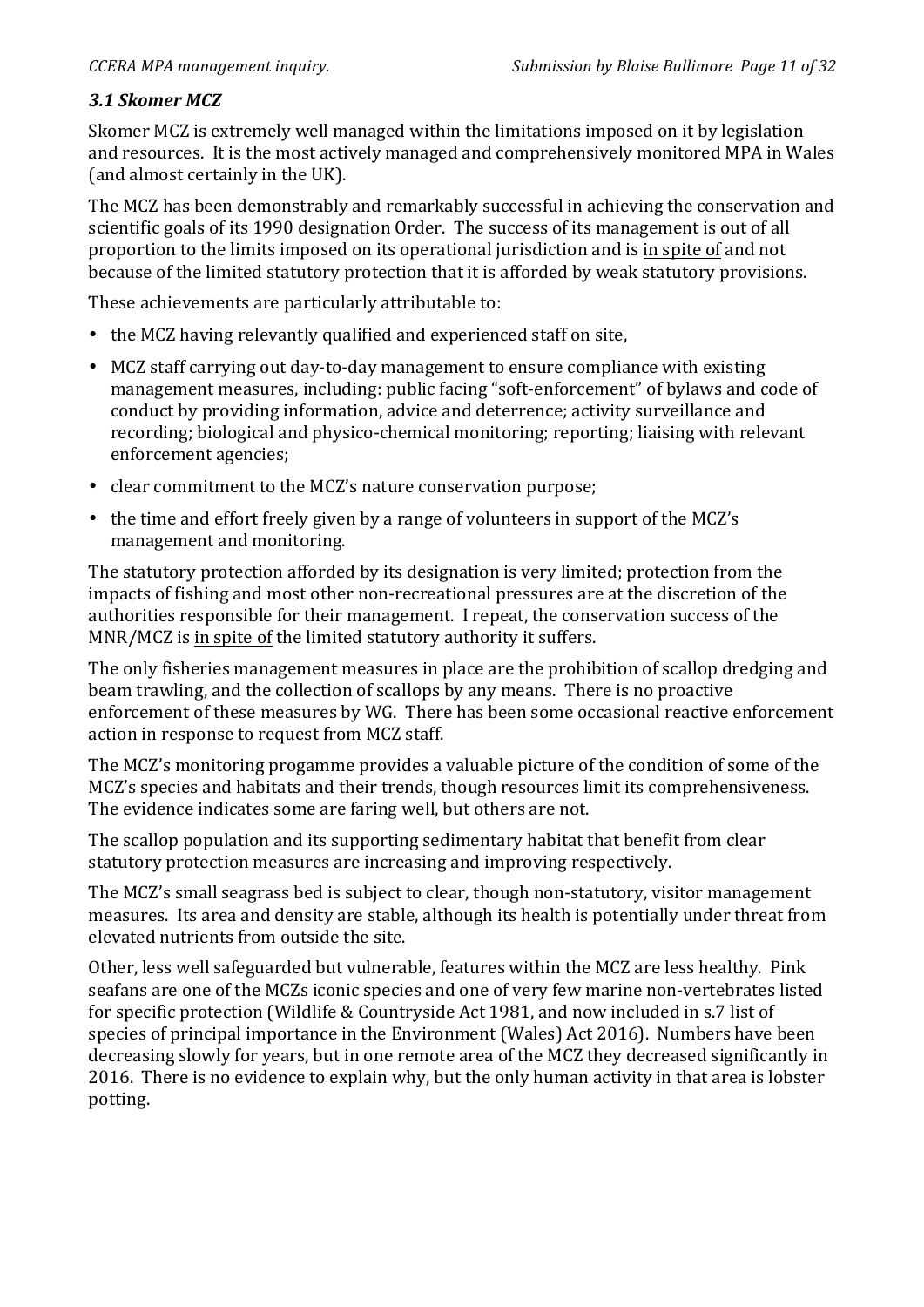### *3.1 Skomer MCZ*

Skomer MCZ is extremely well managed within the limitations imposed on it by legislation and resources. It is the most actively managed and comprehensively monitored MPA in Wales (and almost certainly in the UK).

The MCZ has been demonstrably and remarkably successful in achieving the conservation and scientific goals of its 1990 designation Order. The success of its management is out of all proportion to the limits imposed on its operational jurisdiction and is <u>in spite of</u> and not because of the limited statutory protection that it is afforded by weak statutory provisions.

These achievements are particularly attributable to:

- the MCZ having relevantly qualified and experienced staff on site,
- MCZ staff carrying out day-to-day management to ensure compliance with existing management measures, including: public facing "soft-enforcement" of bylaws and code of conduct by providing information, advice and deterrence; activity surveillance and recording; biological and physico-chemical monitoring; reporting; liaising with relevant enforcement agencies;
- clear commitment to the MCZ's nature conservation purpose;
- the time and effort freely given by a range of volunteers in support of the MCZ's management and monitoring.

The statutory protection afforded by its designation is very limited; protection from the impacts of fishing and most other non-recreational pressures are at the discretion of the authorities responsible for their management. I repeat, the conservation success of the MNR/MCZ is <u>in spite of</u> the limited statutory authority it suffers.

The only fisheries management measures in place are the prohibition of scallop dredging and beam trawling, and the collection of scallops by any means. There is no proactive enforcement of these measures by WG. There has been some occasional reactive enforcement action in response to request from MCZ staff.

The MCZ's monitoring progamme provides a valuable picture of the condition of some of the MCZ's species and habitats and their trends, though resources limit its comprehensiveness. The evidence indicates some are faring well, but others are not.

The scallop population and its supporting sedimentary habitat that benefit from clear statutory protection measures are increasing and improving respectively.

The MCZ's small seagrass bed is subject to clear, though non-statutory, visitor management measures. Its area and density are stable, although its health is potentially under threat from elevated nutrients from outside the site.

Other, less well safeguarded but vulnerable, features within the MCZ are less healthy. Pink seafans are one of the MCZs iconic species and one of very few marine non-vertebrates listed for specific protection (Wildlife & Countryside Act 1981, and now included in s.7 list of species of principal importance in the Environment (Wales) Act 2016). Numbers have been decreasing slowly for years, but in one remote area of the MCZ they decreased significantly in 2016. There is no evidence to explain why, but the only human activity in that area is lobster potting.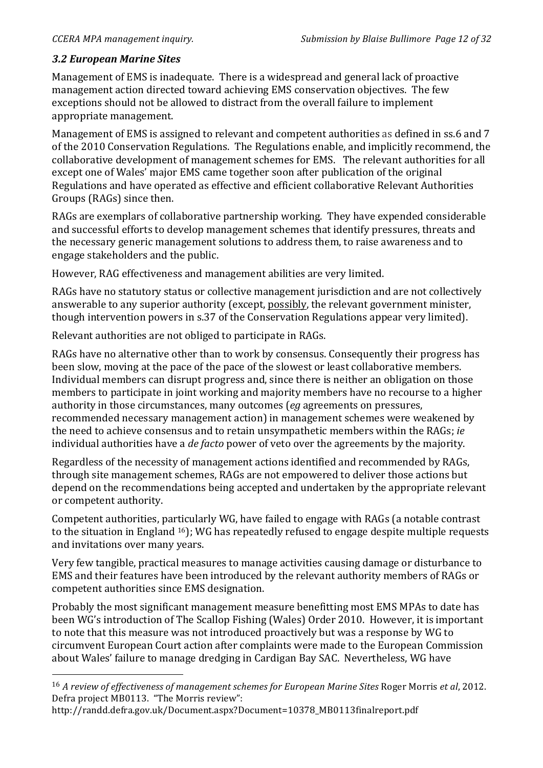### *3.2 European Marine Sites*

Management of EMS is inadequate. There is a widespread and general lack of proactive management action directed toward achieving EMS conservation objectives. The few exceptions should not be allowed to distract from the overall failure to implement appropriate management.

Management of EMS is assigned to relevant and competent authorities as defined in ss.6 and 7 of the 2010 Conservation Regulations. The Regulations enable, and implicitly recommend, the collaborative development of management schemes for EMS. The relevant authorities for all except one of Wales' major EMS came together soon after publication of the original Regulations and have operated as effective and efficient collaborative Relevant Authorities Groups (RAGs) since then.

RAGs are exemplars of collaborative partnership working. They have expended considerable and successful efforts to develop management schemes that identify pressures, threats and the necessary generic management solutions to address them, to raise awareness and to engage stakeholders and the public.

However, RAG effectiveness and management abilities are very limited.

RAGs have no statutory status or collective management jurisdiction and are not collectively answerable to any superior authority (except, possibly, the relevant government minister, though intervention powers in s.37 of the Conservation Regulations appear very limited).

Relevant authorities are not obliged to participate in RAGs.

RAGs have no alternative other than to work by consensus. Consequently their progress has been slow, moving at the pace of the pace of the slowest or least collaborative members. Individual members can disrupt progress and, since there is neither an obligation on those members to participate in joint working and majority members have no recourse to a higher authority in those circumstances, many outcomes (*eg* agreements on pressures, recommended necessary management action) in management schemes were weakened by the need to achieve consensus and to retain unsympathetic members within the RAGs; *ie* individual authorities have a *de facto* power of veto over the agreements by the majority.

Regardless of the necessity of management actions identified and recommended by RAGs, through site management schemes, RAGs are not empowered to deliver those actions but depend on the recommendations being accepted and undertaken by the appropriate relevant or competent authority.

Competent authorities, particularly WG, have failed to engage with RAGs (a notable contrast to the situation in England [16]); WG has repeatedly refused to engage despite multiple requests and invitations over many years.

Very few tangible, practical measures to manage activities causing damage or disturbance to EMS and their features have been introduced by the relevant authority members of RAGs or competent authorities since EMS designation.

Probably the most significant management measure benefitting most EMS MPAs to date has been WG's introduction of The Scallop Fishing (Wales) Order 2010. However, it is important to note that this measure was not introduced proactively but was a response by WG to circumvent European Court action after complaints were made to the European Commission about Wales' failure to manage dredging in Cardigan Bay SAC. Nevertheless, WG have

---

[16] *A review of effectiveness of management schemes for European Marine Sites* Roger Morris *et al*, 2012. Defra project MB0113. "The Morris review": http://randd.defra.gov.uk/Document.aspx?Document=10378_MB0113finalreport.pdf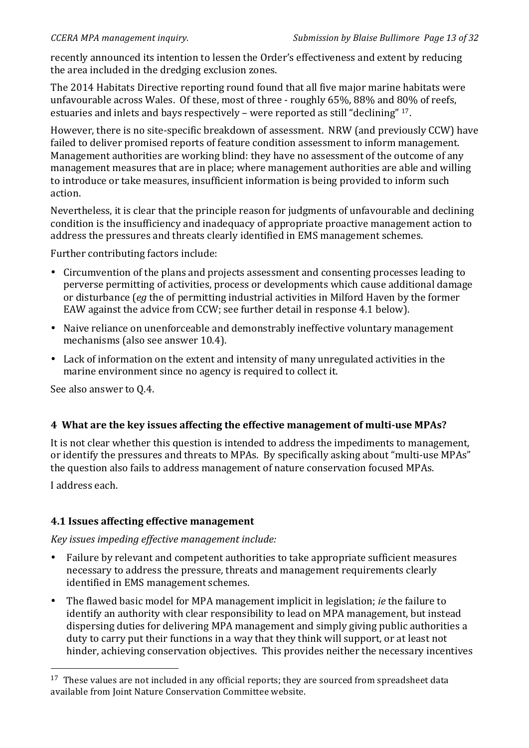recently announced its intention to lessen the Order's effectiveness and extent by reducing the area included in the dredging exclusion zones.

The 2014 Habitats Directive reporting round found that all five major marine habitats were unfavourable across Wales. Of these, most of three - roughly 65%, 88% and 80% of reefs, estuaries and inlets and bays respectively – were reported as still "declining" [17].

However, there is no site-specific breakdown of assessment. NRW (and previously CCW) have failed to deliver promised reports of feature condition assessment to inform management. Management authorities are working blind: they have no assessment of the outcome of any management measures that are in place; where management authorities are able and willing to introduce or take measures, insufficient information is being provided to inform such action.

Nevertheless, it is clear that the principle reason for judgments of unfavourable and declining condition is the insufficiency and inadequacy of appropriate proactive management action to address the pressures and threats clearly identified in EMS management schemes.

Further contributing factors include:

- Circumvention of the plans and projects assessment and consenting processes leading to perverse permitting of activities, process or developments which cause additional damage or disturbance (*eg* the of permitting industrial activities in Milford Haven by the former EAW against the advice from CCW; see further detail in response 4.1 below).
- Naive reliance on unenforceable and demonstrably ineffective voluntary management mechanisms (also see answer 10.4).
- Lack of information on the extent and intensity of many unregulated activities in the marine environment since no agency is required to collect it.

See also answer to Q.4.

## 4 What are the key issues affecting the effective management of multi-use MPAs?

It is not clear whether this question is intended to address the impediments to management, or identify the pressures and threats to MPAs. By specifically asking about "multi-use MPAs" the question also fails to address management of nature conservation focused MPAs.

I address each.

### 4.1 Issues affecting effective management

*Key issues impeding effective management include:*

- Failure by relevant and competent authorities to take appropriate sufficient measures necessary to address the pressure, threats and management requirements clearly identified in EMS management schemes.
- The flawed basic model for MPA management implicit in legislation; *ie* the failure to identify an authority with clear responsibility to lead on MPA management, but instead dispersing duties for delivering MPA management and simply giving public authorities a duty to carry put their functions in a way that they think will support, or at least not hinder, achieving conservation objectives. This provides neither the necessary incentives

[17] These values are not included in any official reports; they are sourced from spreadsheet data available from Joint Nature Conservation Committee website.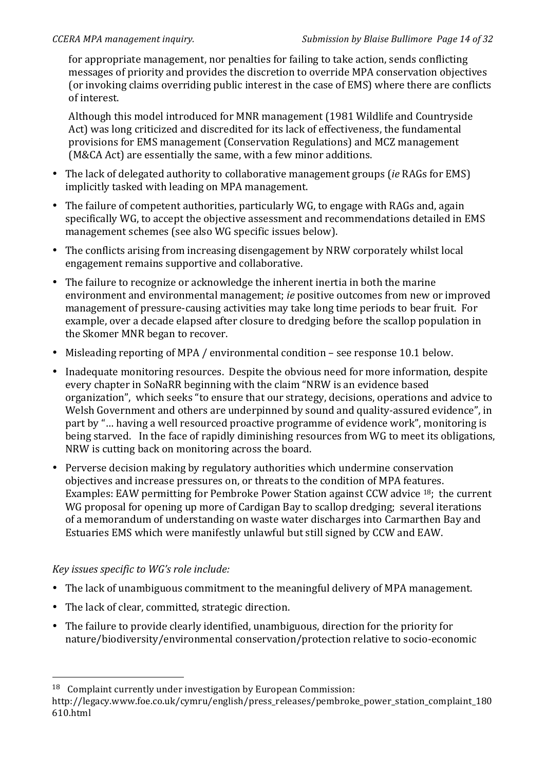for appropriate management, nor penalties for failing to take action, sends conflicting messages of priority and provides the discretion to override MPA conservation objectives (or invoking claims overriding public interest in the case of EMS) where there are conflicts of interest.

Although this model introduced for MNR management (1981 Wildlife and Countryside Act) was long criticized and discredited for its lack of effectiveness, the fundamental provisions for EMS management (Conservation Regulations) and MCZ management (M&CA Act) are essentially the same, with a few minor additions.

- The lack of delegated authority to collaborative management groups (*ie* RAGs for EMS) implicitly tasked with leading on MPA management.
- The failure of competent authorities, particularly WG, to engage with RAGs and, again specifically WG, to accept the objective assessment and recommendations detailed in EMS management schemes (see also WG specific issues below).
- The conflicts arising from increasing disengagement by NRW corporately whilst local engagement remains supportive and collaborative.
- The failure to recognize or acknowledge the inherent inertia in both the marine environment and environmental management; *ie* positive outcomes from new or improved management of pressure-causing activities may take long time periods to bear fruit. For example, over a decade elapsed after closure to dredging before the scallop population in the Skomer MNR began to recover.
- Misleading reporting of MPA / environmental condition – see response 10.1 below.
- Inadequate monitoring resources. Despite the obvious need for more information, despite every chapter in SoNaRR beginning with the claim "NRW is an evidence based organization", which seeks "to ensure that our strategy, decisions, operations and advice to Welsh Government and others are underpinned by sound and quality-assured evidence", in part by "… having a well resourced proactive programme of evidence work", monitoring is being starved. In the face of rapidly diminishing resources from WG to meet its obligations, NRW is cutting back on monitoring across the board.
- Perverse decision making by regulatory authorities which undermine conservation objectives and increase pressures on, or threats to the condition of MPA features. Examples: EAW permitting for Pembroke Power Station against CCW advice [18]; the current WG proposal for opening up more of Cardigan Bay to scallop dredging; several iterations of a memorandum of understanding on waste water discharges into Carmarthen Bay and Estuaries EMS which were manifestly unlawful but still signed by CCW and EAW.

*Key issues specific to WG's role include:*

- The lack of unambiguous commitment to the meaningful delivery of MPA management.
- The lack of clear, committed, strategic direction.
- The failure to provide clearly identified, unambiguous, direction for the priority for nature/biodiversity/environmental conservation/protection relative to socio-economic

---

[18] Complaint currently under investigation by European Commission: http://legacy.www.foe.co.uk/cymru/english/press_releases/pembroke_power_station_complaint_180610.html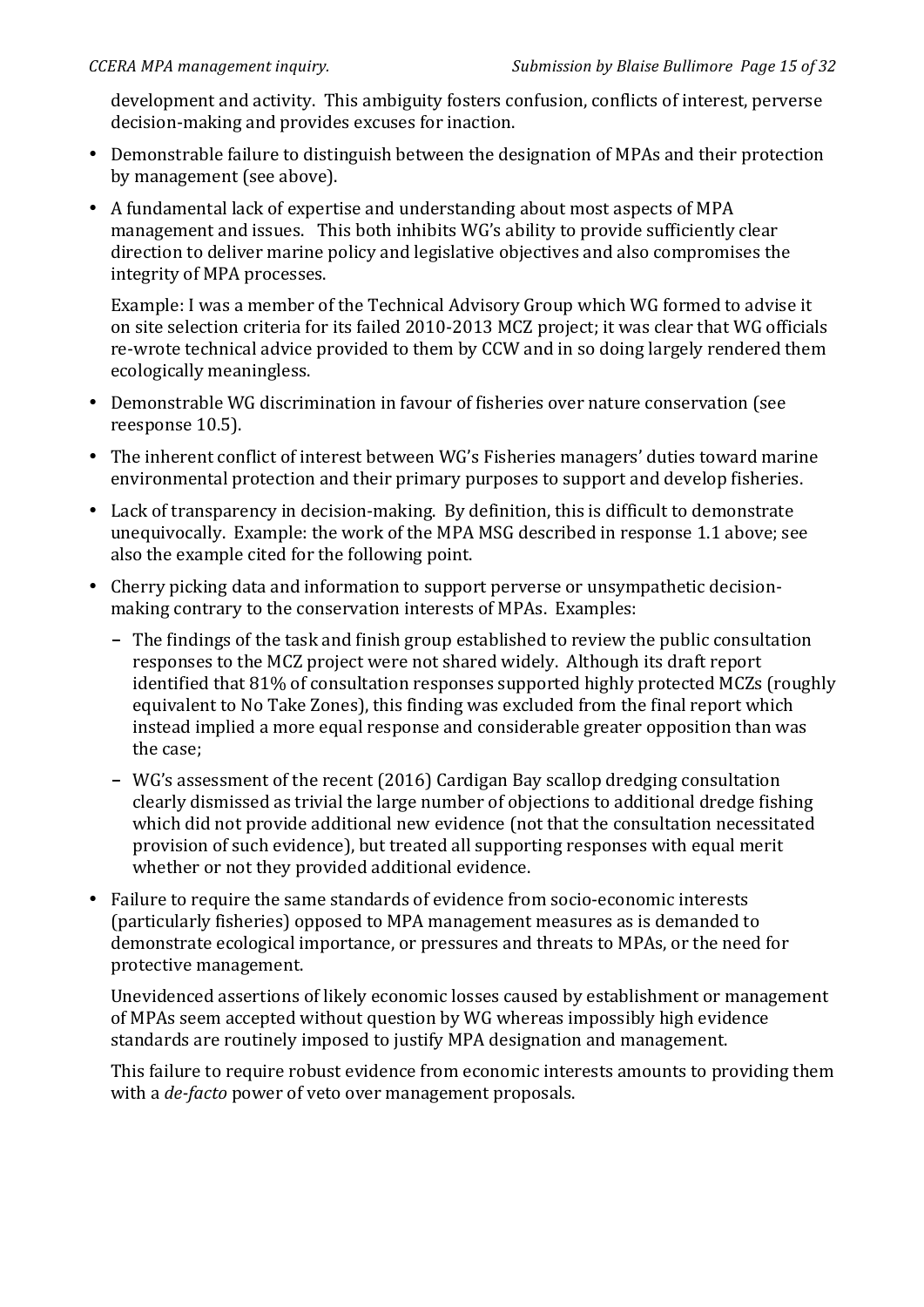development and activity. This ambiguity fosters confusion, conflicts of interest, perverse decision-making and provides excuses for inaction.

- Demonstrable failure to distinguish between the designation of MPAs and their protection by management (see above).
- A fundamental lack of expertise and understanding about most aspects of MPA management and issues. This both inhibits WG's ability to provide sufficiently clear direction to deliver marine policy and legislative objectives and also compromises the integrity of MPA processes.

  Example: I was a member of the Technical Advisory Group which WG formed to advise it on site selection criteria for its failed 2010-2013 MCZ project; it was clear that WG officials re-wrote technical advice provided to them by CCW and in so doing largely rendered them ecologically meaningless.
- Demonstrable WG discrimination in favour of fisheries over nature conservation (see reesponse 10.5).
- The inherent conflict of interest between WG's Fisheries managers' duties toward marine environmental protection and their primary purposes to support and develop fisheries.
- Lack of transparency in decision-making. By definition, this is difficult to demonstrate unequivocally. Example: the work of the MPA MSG described in response 1.1 above; see also the example cited for the following point.
- Cherry picking data and information to support perverse or unsympathetic decision-making contrary to the conservation interests of MPAs. Examples:
  - The findings of the task and finish group established to review the public consultation responses to the MCZ project were not shared widely. Although its draft report identified that 81% of consultation responses supported highly protected MCZs (roughly equivalent to No Take Zones), this finding was excluded from the final report which instead implied a more equal response and considerable greater opposition than was the case;
  - WG's assessment of the recent (2016) Cardigan Bay scallop dredging consultation clearly dismissed as trivial the large number of objections to additional dredge fishing which did not provide additional new evidence (not that the consultation necessitated provision of such evidence), but treated all supporting responses with equal merit whether or not they provided additional evidence.
- Failure to require the same standards of evidence from socio-economic interests (particularly fisheries) opposed to MPA management measures as is demanded to demonstrate ecological importance, or pressures and threats to MPAs, or the need for protective management.

  Unevidenced assertions of likely economic losses caused by establishment or management of MPAs seem accepted without question by WG whereas impossibly high evidence standards are routinely imposed to justify MPA designation and management.

  This failure to require robust evidence from economic interests amounts to providing them with a *de-facto* power of veto over management proposals.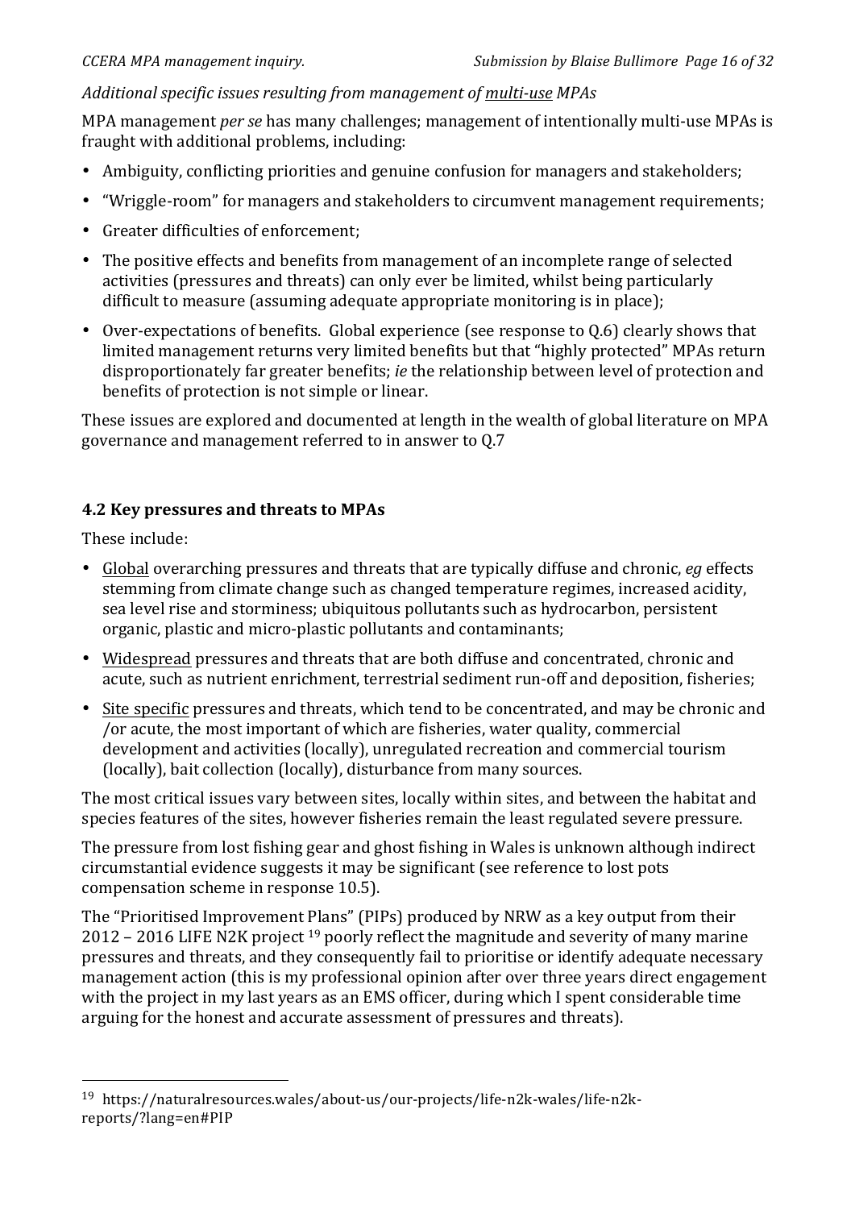*Additional specific issues resulting from management of <u>multi-use</u> MPAs*

MPA management *per se* has many challenges; management of intentionally multi-use MPAs is fraught with additional problems, including:

- Ambiguity, conflicting priorities and genuine confusion for managers and stakeholders;
- "Wriggle-room" for managers and stakeholders to circumvent management requirements;
- Greater difficulties of enforcement;
- The positive effects and benefits from management of an incomplete range of selected activities (pressures and threats) can only ever be limited, whilst being particularly difficult to measure (assuming adequate appropriate monitoring is in place);
- Over-expectations of benefits. Global experience (see response to Q.6) clearly shows that limited management returns very limited benefits but that "highly protected" MPAs return disproportionately far greater benefits; *ie* the relationship between level of protection and benefits of protection is not simple or linear.

These issues are explored and documented at length in the wealth of global literature on MPA governance and management referred to in answer to Q.7

## 4.2 Key pressures and threats to MPAs

These include:

- <u>Global</u> overarching pressures and threats that are typically diffuse and chronic, *eg* effects stemming from climate change such as changed temperature regimes, increased acidity, sea level rise and storminess; ubiquitous pollutants such as hydrocarbon, persistent organic, plastic and micro-plastic pollutants and contaminants;
- <u>Widespread</u> pressures and threats that are both diffuse and concentrated, chronic and acute, such as nutrient enrichment, terrestrial sediment run-off and deposition, fisheries;
- <u>Site specific</u> pressures and threats, which tend to be concentrated, and may be chronic and /or acute, the most important of which are fisheries, water quality, commercial development and activities (locally), unregulated recreation and commercial tourism (locally), bait collection (locally), disturbance from many sources.

The most critical issues vary between sites, locally within sites, and between the habitat and species features of the sites, however fisheries remain the least regulated severe pressure.

The pressure from lost fishing gear and ghost fishing in Wales is unknown although indirect circumstantial evidence suggests it may be significant (see reference to lost pots compensation scheme in response 10.5).

The "Prioritised Improvement Plans" (PIPs) produced by NRW as a key output from their 2012 – 2016 LIFE N2K project [19] poorly reflect the magnitude and severity of many marine pressures and threats, and they consequently fail to prioritise or identify adequate necessary management action (this is my professional opinion after over three years direct engagement with the project in my last years as an EMS officer, during which I spent considerable time arguing for the honest and accurate assessment of pressures and threats).

---

[19] https://naturalresources.wales/about-us/our-projects/life-n2k-wales/life-n2k-reports/?lang=en#PIP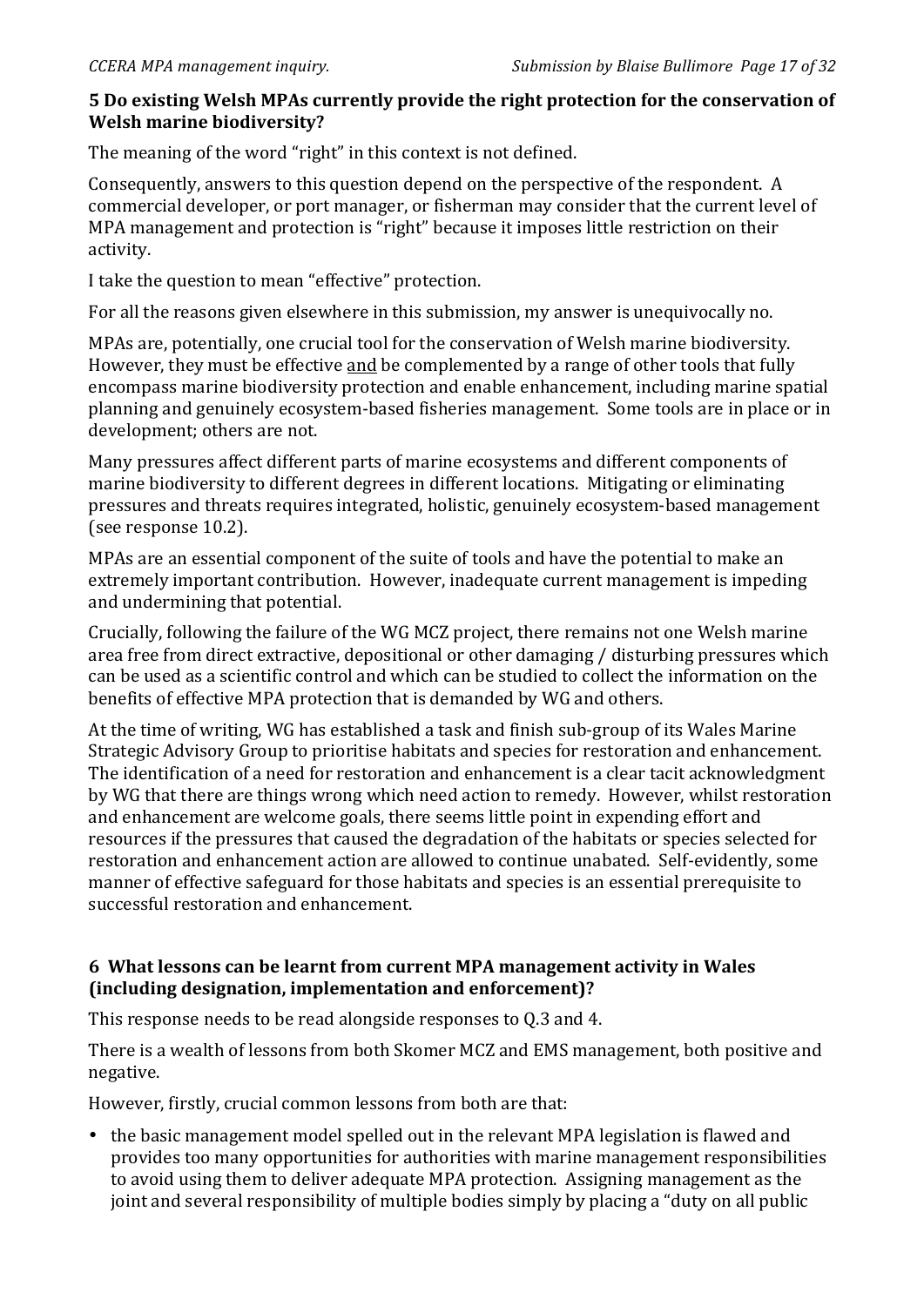**5 Do existing Welsh MPAs currently provide the right protection for the conservation of Welsh marine biodiversity?**

The meaning of the word "right" in this context is not defined.

Consequently, answers to this question depend on the perspective of the respondent. A commercial developer, or port manager, or fisherman may consider that the current level of MPA management and protection is "right" because it imposes little restriction on their activity.

I take the question to mean "effective" protection.

For all the reasons given elsewhere in this submission, my answer is unequivocally no.

MPAs are, potentially, one crucial tool for the conservation of Welsh marine biodiversity. However, they must be effective <u>and</u> be complemented by a range of other tools that fully encompass marine biodiversity protection and enable enhancement, including marine spatial planning and genuinely ecosystem-based fisheries management. Some tools are in place or in development; others are not.

Many pressures affect different parts of marine ecosystems and different components of marine biodiversity to different degrees in different locations. Mitigating or eliminating pressures and threats requires integrated, holistic, genuinely ecosystem-based management (see response 10.2).

MPAs are an essential component of the suite of tools and have the potential to make an extremely important contribution. However, inadequate current management is impeding and undermining that potential.

Crucially, following the failure of the WG MCZ project, there remains not one Welsh marine area free from direct extractive, depositional or other damaging / disturbing pressures which can be used as a scientific control and which can be studied to collect the information on the benefits of effective MPA protection that is demanded by WG and others.

At the time of writing, WG has established a task and finish sub-group of its Wales Marine Strategic Advisory Group to prioritise habitats and species for restoration and enhancement. The identification of a need for restoration and enhancement is a clear tacit acknowledgment by WG that there are things wrong which need action to remedy. However, whilst restoration and enhancement are welcome goals, there seems little point in expending effort and resources if the pressures that caused the degradation of the habitats or species selected for restoration and enhancement action are allowed to continue unabated. Self-evidently, some manner of effective safeguard for those habitats and species is an essential prerequisite to successful restoration and enhancement.

**6 What lessons can be learnt from current MPA management activity in Wales (including designation, implementation and enforcement)?**

This response needs to be read alongside responses to Q.3 and 4.

There is a wealth of lessons from both Skomer MCZ and EMS management, both positive and negative.

However, firstly, crucial common lessons from both are that:

- the basic management model spelled out in the relevant MPA legislation is flawed and provides too many opportunities for authorities with marine management responsibilities to avoid using them to deliver adequate MPA protection. Assigning management as the joint and several responsibility of multiple bodies simply by placing a "duty on all public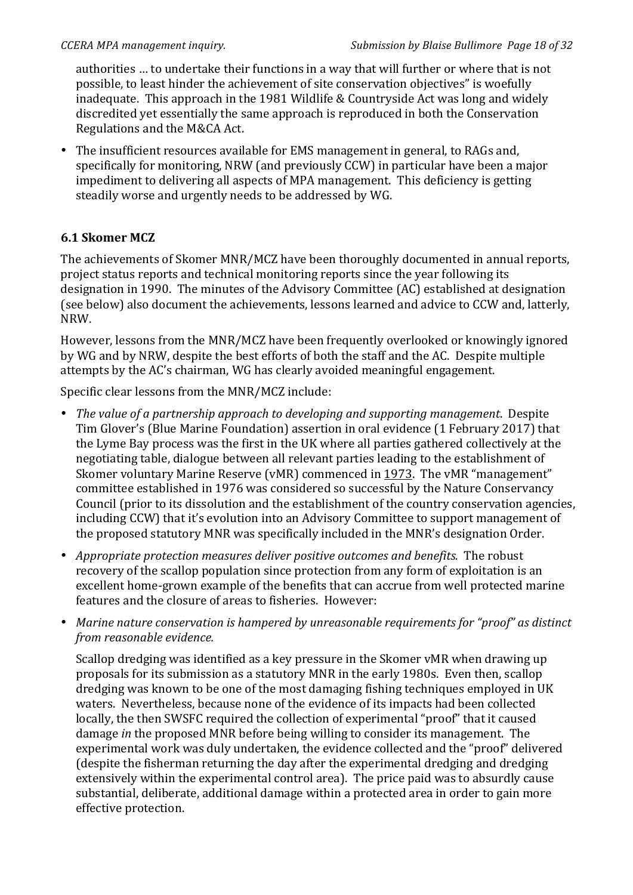authorities … to undertake their functions in a way that will further or where that is not possible, to least hinder the achievement of site conservation objectives" is woefully inadequate. This approach in the 1981 Wildlife & Countryside Act was long and widely discredited yet essentially the same approach is reproduced in both the Conservation Regulations and the M&CA Act.

- The insufficient resources available for EMS management in general, to RAGs and, specifically for monitoring, NRW (and previously CCW) in particular have been a major impediment to delivering all aspects of MPA management. This deficiency is getting steadily worse and urgently needs to be addressed by WG.

### 6.1 Skomer MCZ

The achievements of Skomer MNR/MCZ have been thoroughly documented in annual reports, project status reports and technical monitoring reports since the year following its designation in 1990. The minutes of the Advisory Committee (AC) established at designation (see below) also document the achievements, lessons learned and advice to CCW and, latterly, NRW.

However, lessons from the MNR/MCZ have been frequently overlooked or knowingly ignored by WG and by NRW, despite the best efforts of both the staff and the AC. Despite multiple attempts by the AC's chairman, WG has clearly avoided meaningful engagement.

Specific clear lessons from the MNR/MCZ include:

- *The value of a partnership approach to developing and supporting management*. Despite Tim Glover's (Blue Marine Foundation) assertion in oral evidence (1 February 2017) that the Lyme Bay process was the first in the UK where all parties gathered collectively at the negotiating table, dialogue between all relevant parties leading to the establishment of Skomer voluntary Marine Reserve (vMR) commenced in <u>1973</u>. The vMR "management" committee established in 1976 was considered so successful by the Nature Conservancy Council (prior to its dissolution and the establishment of the country conservation agencies, including CCW) that it's evolution into an Advisory Committee to support management of the proposed statutory MNR was specifically included in the MNR's designation Order.
- *Appropriate protection measures deliver positive outcomes and benefits.* The robust recovery of the scallop population since protection from any form of exploitation is an excellent home-grown example of the benefits that can accrue from well protected marine features and the closure of areas to fisheries. However:
- *Marine nature conservation is hampered by unreasonable requirements for "proof" as distinct from reasonable evidence.*

  Scallop dredging was identified as a key pressure in the Skomer vMR when drawing up proposals for its submission as a statutory MNR in the early 1980s. Even then, scallop dredging was known to be one of the most damaging fishing techniques employed in UK waters. Nevertheless, because none of the evidence of its impacts had been collected locally, the then SWSFC required the collection of experimental "proof" that it caused damage *in* the proposed MNR before being willing to consider its management. The experimental work was duly undertaken, the evidence collected and the "proof" delivered (despite the fisherman returning the day after the experimental dredging and dredging extensively within the experimental control area). The price paid was to absurdly cause substantial, deliberate, additional damage within a protected area in order to gain more effective protection.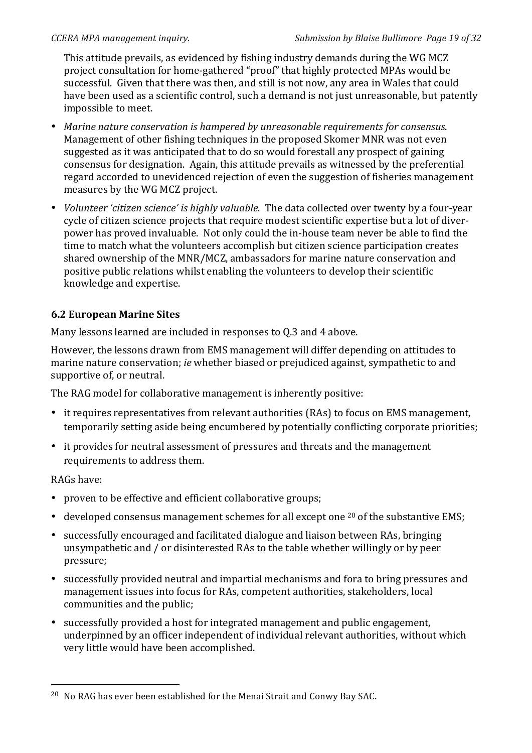This attitude prevails, as evidenced by fishing industry demands during the WG MCZ project consultation for home-gathered "proof" that highly protected MPAs would be successful. Given that there was then, and still is not now, any area in Wales that could have been used as a scientific control, such a demand is not just unreasonable, but patently impossible to meet.

- *Marine nature conservation is hampered by unreasonable requirements for consensus*. Management of other fishing techniques in the proposed Skomer MNR was not even suggested as it was anticipated that to do so would forestall any prospect of gaining consensus for designation. Again, this attitude prevails as witnessed by the preferential regard accorded to unevidenced rejection of even the suggestion of fisheries management measures by the WG MCZ project.
- *Volunteer 'citizen science' is highly valuable.* The data collected over twenty by a four-year cycle of citizen science projects that require modest scientific expertise but a lot of diver-power has proved invaluable. Not only could the in-house team never be able to find the time to match what the volunteers accomplish but citizen science participation creates shared ownership of the MNR/MCZ, ambassadors for marine nature conservation and positive public relations whilst enabling the volunteers to develop their scientific knowledge and expertise.

### 6.2 European Marine Sites

Many lessons learned are included in responses to Q.3 and 4 above.

However, the lessons drawn from EMS management will differ depending on attitudes to marine nature conservation; *ie* whether biased or prejudiced against, sympathetic to and supportive of, or neutral.

The RAG model for collaborative management is inherently positive:

- it requires representatives from relevant authorities (RAs) to focus on EMS management, temporarily setting aside being encumbered by potentially conflicting corporate priorities;
- it provides for neutral assessment of pressures and threats and the management requirements to address them.

RAGs have:

- proven to be effective and efficient collaborative groups;
- developed consensus management schemes for all except one [20] of the substantive EMS;
- successfully encouraged and facilitated dialogue and liaison between RAs, bringing unsympathetic and / or disinterested RAs to the table whether willingly or by peer pressure;
- successfully provided neutral and impartial mechanisms and fora to bring pressures and management issues into focus for RAs, competent authorities, stakeholders, local communities and the public;
- successfully provided a host for integrated management and public engagement, underpinned by an officer independent of individual relevant authorities, without which very little would have been accomplished.

[20] No RAG has ever been established for the Menai Strait and Conwy Bay SAC.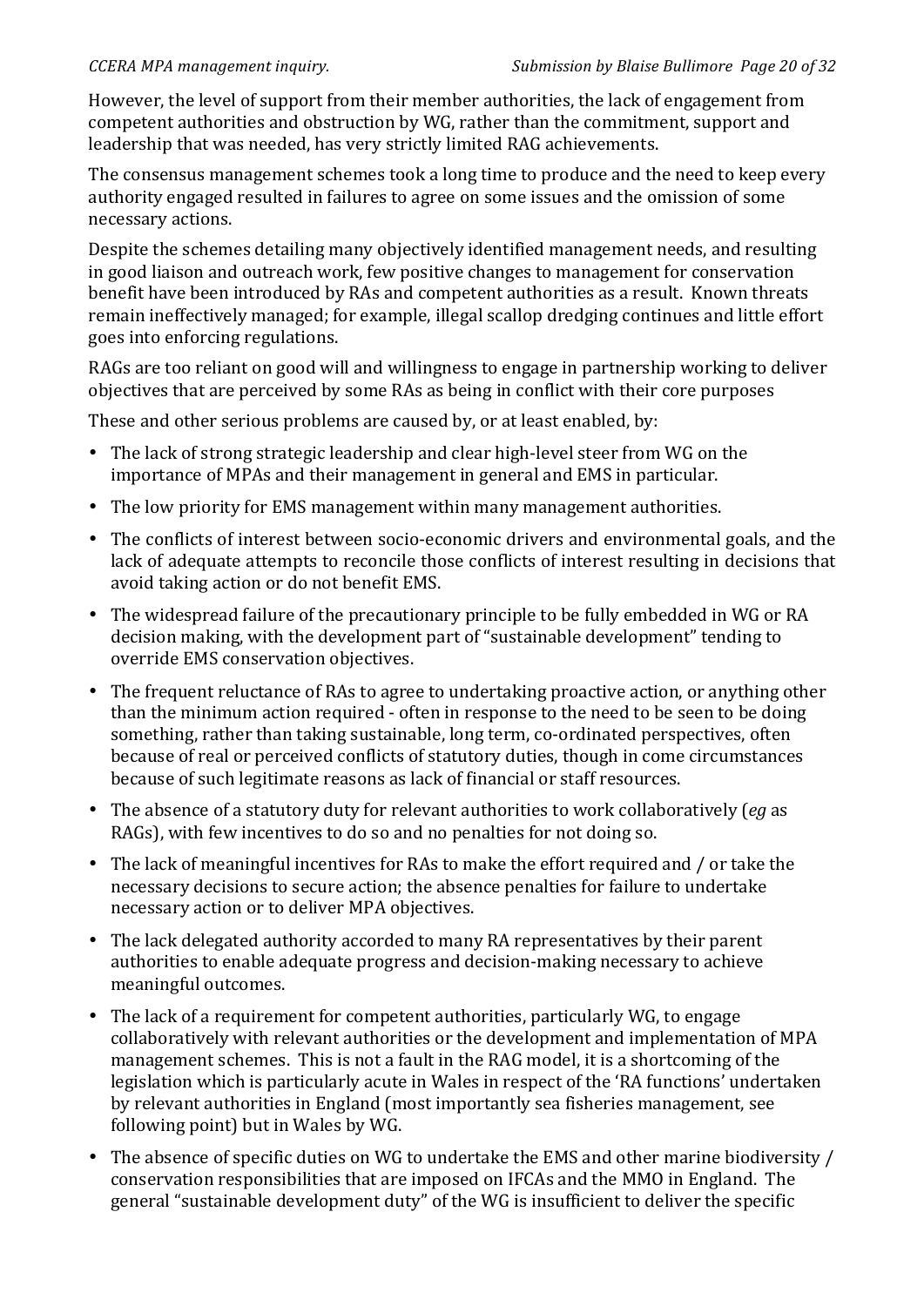However, the level of support from their member authorities, the lack of engagement from competent authorities and obstruction by WG, rather than the commitment, support and leadership that was needed, has very strictly limited RAG achievements.

The consensus management schemes took a long time to produce and the need to keep every authority engaged resulted in failures to agree on some issues and the omission of some necessary actions.

Despite the schemes detailing many objectively identified management needs, and resulting in good liaison and outreach work, few positive changes to management for conservation benefit have been introduced by RAs and competent authorities as a result. Known threats remain ineffectively managed; for example, illegal scallop dredging continues and little effort goes into enforcing regulations.

RAGs are too reliant on good will and willingness to engage in partnership working to deliver objectives that are perceived by some RAs as being in conflict with their core purposes

These and other serious problems are caused by, or at least enabled, by:

- The lack of strong strategic leadership and clear high-level steer from WG on the importance of MPAs and their management in general and EMS in particular.
- The low priority for EMS management within many management authorities.
- The conflicts of interest between socio-economic drivers and environmental goals, and the lack of adequate attempts to reconcile those conflicts of interest resulting in decisions that avoid taking action or do not benefit EMS.
- The widespread failure of the precautionary principle to be fully embedded in WG or RA decision making, with the development part of "sustainable development" tending to override EMS conservation objectives.
- The frequent reluctance of RAs to agree to undertaking proactive action, or anything other than the minimum action required - often in response to the need to be seen to be doing something, rather than taking sustainable, long term, co-ordinated perspectives, often because of real or perceived conflicts of statutory duties, though in come circumstances because of such legitimate reasons as lack of financial or staff resources.
- The absence of a statutory duty for relevant authorities to work collaboratively (*eg* as RAGs), with few incentives to do so and no penalties for not doing so.
- The lack of meaningful incentives for RAs to make the effort required and / or take the necessary decisions to secure action; the absence penalties for failure to undertake necessary action or to deliver MPA objectives.
- The lack delegated authority accorded to many RA representatives by their parent authorities to enable adequate progress and decision-making necessary to achieve meaningful outcomes.
- The lack of a requirement for competent authorities, particularly WG, to engage collaboratively with relevant authorities or the development and implementation of MPA management schemes. This is not a fault in the RAG model, it is a shortcoming of the legislation which is particularly acute in Wales in respect of the 'RA functions' undertaken by relevant authorities in England (most importantly sea fisheries management, see following point) but in Wales by WG.
- The absence of specific duties on WG to undertake the EMS and other marine biodiversity / conservation responsibilities that are imposed on IFCAs and the MMO in England. The general "sustainable development duty" of the WG is insufficient to deliver the specific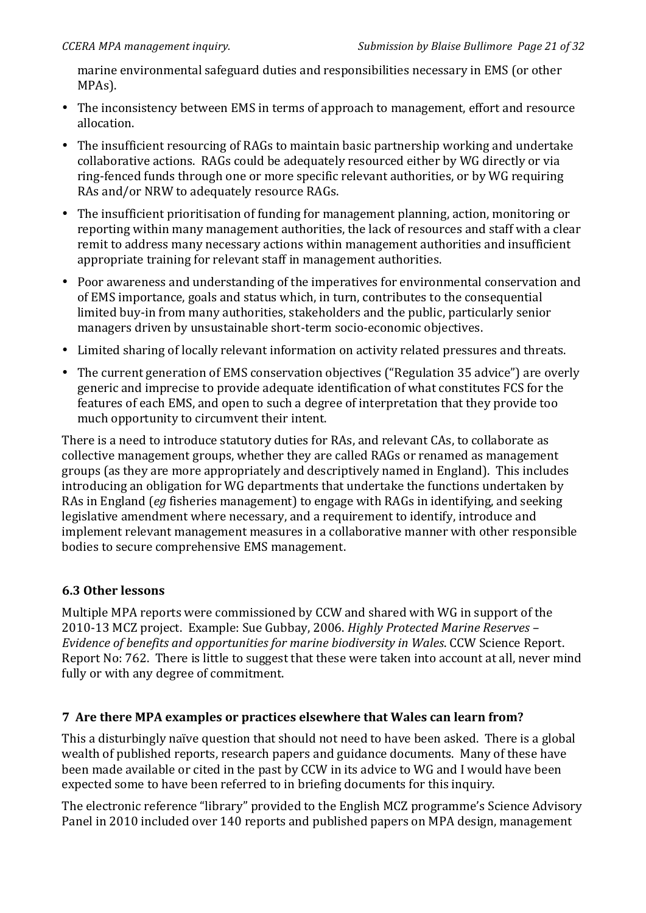marine environmental safeguard duties and responsibilities necessary in EMS (or other MPAs).

- The inconsistency between EMS in terms of approach to management, effort and resource allocation.
- The insufficient resourcing of RAGs to maintain basic partnership working and undertake collaborative actions. RAGs could be adequately resourced either by WG directly or via ring-fenced funds through one or more specific relevant authorities, or by WG requiring RAs and/or NRW to adequately resource RAGs.
- The insufficient prioritisation of funding for management planning, action, monitoring or reporting within many management authorities, the lack of resources and staff with a clear remit to address many necessary actions within management authorities and insufficient appropriate training for relevant staff in management authorities.
- Poor awareness and understanding of the imperatives for environmental conservation and of EMS importance, goals and status which, in turn, contributes to the consequential limited buy-in from many authorities, stakeholders and the public, particularly senior managers driven by unsustainable short-term socio-economic objectives.
- Limited sharing of locally relevant information on activity related pressures and threats.
- The current generation of EMS conservation objectives ("Regulation 35 advice") are overly generic and imprecise to provide adequate identification of what constitutes FCS for the features of each EMS, and open to such a degree of interpretation that they provide too much opportunity to circumvent their intent.

There is a need to introduce statutory duties for RAs, and relevant CAs, to collaborate as collective management groups, whether they are called RAGs or renamed as management groups (as they are more appropriately and descriptively named in England). This includes introducing an obligation for WG departments that undertake the functions undertaken by RAs in England (*eg* fisheries management) to engage with RAGs in identifying, and seeking legislative amendment where necessary, and a requirement to identify, introduce and implement relevant management measures in a collaborative manner with other responsible bodies to secure comprehensive EMS management.

### 6.3 Other lessons

Multiple MPA reports were commissioned by CCW and shared with WG in support of the 2010-13 MCZ project. Example: Sue Gubbay, 2006. *Highly Protected Marine Reserves – Evidence of benefits and opportunities for marine biodiversity in Wales*. CCW Science Report. Report No: 762. There is little to suggest that these were taken into account at all, never mind fully or with any degree of commitment.

## 7 Are there MPA examples or practices elsewhere that Wales can learn from?

This a disturbingly naïve question that should not need to have been asked. There is a global wealth of published reports, research papers and guidance documents. Many of these have been made available or cited in the past by CCW in its advice to WG and I would have been expected some to have been referred to in briefing documents for this inquiry.

The electronic reference "library" provided to the English MCZ programme's Science Advisory Panel in 2010 included over 140 reports and published papers on MPA design, management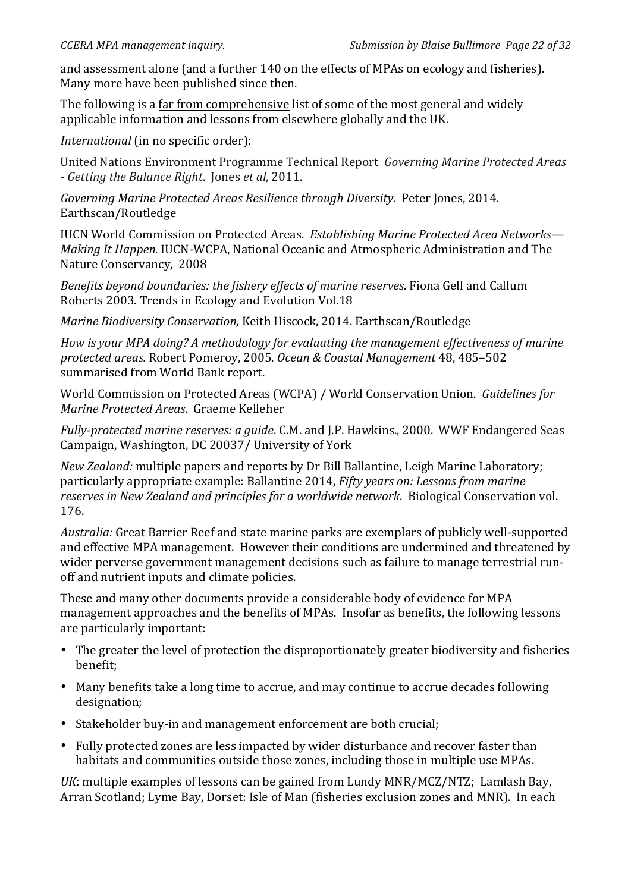and assessment alone (and a further 140 on the effects of MPAs on ecology and fisheries). Many more have been published since then.

The following is a <u>far from comprehensive</u> list of some of the most general and widely applicable information and lessons from elsewhere globally and the UK.

*International* (in no specific order):

United Nations Environment Programme Technical Report *Governing Marine Protected Areas - Getting the Balance Right*. Jones *et al*, 2011.

*Governing Marine Protected Areas Resilience through Diversity.* Peter Jones, 2014. Earthscan/Routledge

IUCN World Commission on Protected Areas. *Establishing Marine Protected Area Networks—Making It Happen.* IUCN-WCPA, National Oceanic and Atmospheric Administration and The Nature Conservancy, 2008

*Benefits beyond boundaries: the fishery effects of marine reserves*. Fiona Gell and Callum Roberts 2003. Trends in Ecology and Evolution Vol.18

*Marine Biodiversity Conservation*, Keith Hiscock, 2014. Earthscan/Routledge

*How is your MPA doing? A methodology for evaluating the management effectiveness of marine protected areas.* Robert Pomeroy, 2005. *Ocean & Coastal Management* 48, 485–502 summarised from World Bank report.

World Commission on Protected Areas (WCPA) / World Conservation Union. *Guidelines for Marine Protected Areas*. Graeme Kelleher

*Fully-protected marine reserves: a guide*. C.M. and J.P. Hawkins., 2000. WWF Endangered Seas Campaign, Washington, DC 20037/ University of York

*New Zealand:* multiple papers and reports by Dr Bill Ballantine, Leigh Marine Laboratory; particularly appropriate example: Ballantine 2014, *Fifty years on: Lessons from marine reserves in New Zealand and principles for a worldwide network*. Biological Conservation vol. 176.

*Australia:* Great Barrier Reef and state marine parks are exemplars of publicly well-supported and effective MPA management. However their conditions are undermined and threatened by wider perverse government management decisions such as failure to manage terrestrial run-off and nutrient inputs and climate policies.

These and many other documents provide a considerable body of evidence for MPA management approaches and the benefits of MPAs. Insofar as benefits, the following lessons are particularly important:

- The greater the level of protection the disproportionately greater biodiversity and fisheries benefit;
- Many benefits take a long time to accrue, and may continue to accrue decades following designation;
- Stakeholder buy-in and management enforcement are both crucial;
- Fully protected zones are less impacted by wider disturbance and recover faster than habitats and communities outside those zones, including those in multiple use MPAs.

*UK*: multiple examples of lessons can be gained from Lundy MNR/MCZ/NTZ; Lamlash Bay, Arran Scotland; Lyme Bay, Dorset: Isle of Man (fisheries exclusion zones and MNR). In each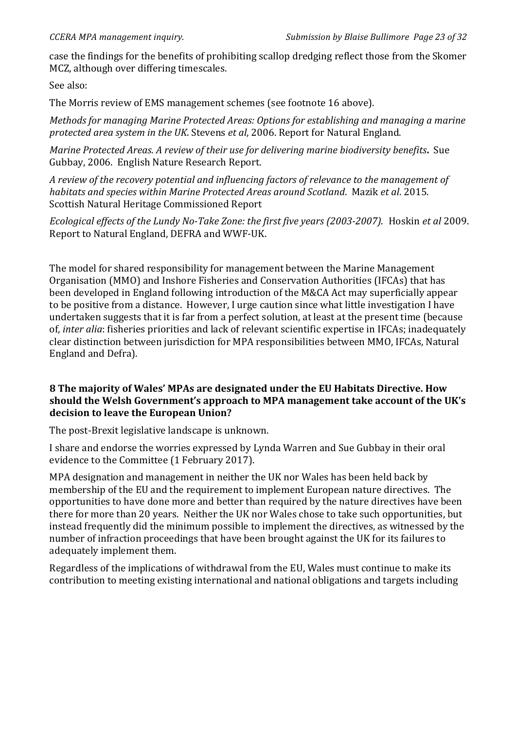case the findings for the benefits of prohibiting scallop dredging reflect those from the Skomer MCZ, although over differing timescales.

See also:

The Morris review of EMS management schemes (see footnote 16 above).

*Methods for managing Marine Protected Areas: Options for establishing and managing a marine protected area system in the UK*. Stevens *et al*, 2006. Report for Natural England.

*Marine Protected Areas. A review of their use for delivering marine biodiversity benefits***.** Sue Gubbay, 2006. English Nature Research Report.

*A review of the recovery potential and influencing factors of relevance to the management of habitats and species within Marine Protected Areas around Scotland*. Mazik *et al*. 2015. Scottish Natural Heritage Commissioned Report

*Ecological effects of the Lundy No-Take Zone: the first five years (2003-2007)*. Hoskin *et al* 2009. Report to Natural England, DEFRA and WWF-UK.

The model for shared responsibility for management between the Marine Management Organisation (MMO) and Inshore Fisheries and Conservation Authorities (IFCAs) that has been developed in England following introduction of the M&CA Act may superficially appear to be positive from a distance. However, I urge caution since what little investigation I have undertaken suggests that it is far from a perfect solution, at least at the present time (because of, *inter alia*: fisheries priorities and lack of relevant scientific expertise in IFCAs; inadequately clear distinction between jurisdiction for MPA responsibilities between MMO, IFCAs, Natural England and Defra).

## 8 The majority of Wales' MPAs are designated under the EU Habitats Directive. How should the Welsh Government's approach to MPA management take account of the UK's decision to leave the European Union?

The post-Brexit legislative landscape is unknown.

I share and endorse the worries expressed by Lynda Warren and Sue Gubbay in their oral evidence to the Committee (1 February 2017).

MPA designation and management in neither the UK nor Wales has been held back by membership of the EU and the requirement to implement European nature directives. The opportunities to have done more and better than required by the nature directives have been there for more than 20 years. Neither the UK nor Wales chose to take such opportunities, but instead frequently did the minimum possible to implement the directives, as witnessed by the number of infraction proceedings that have been brought against the UK for its failures to adequately implement them.

Regardless of the implications of withdrawal from the EU, Wales must continue to make its contribution to meeting existing international and national obligations and targets including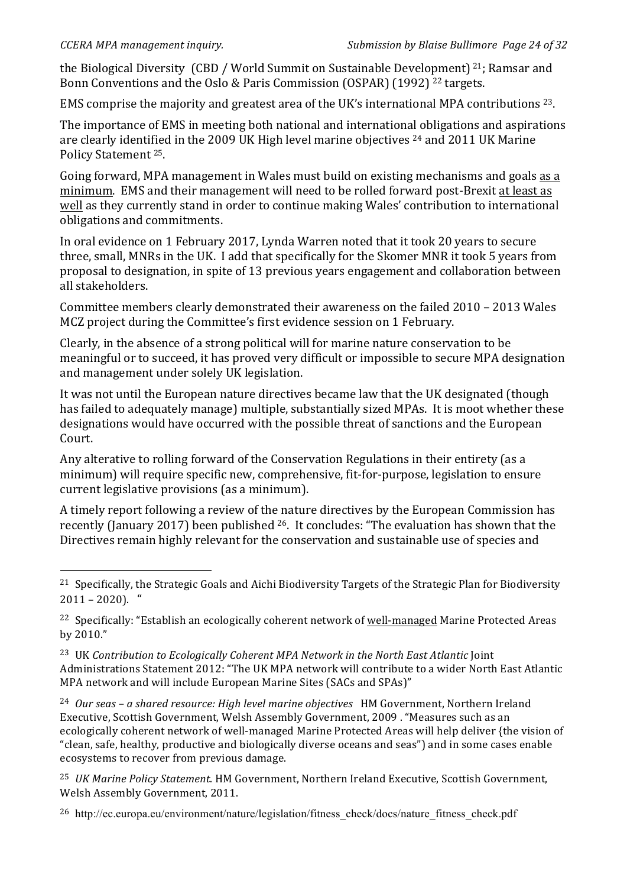the Biological Diversity (CBD / World Summit on Sustainable Development) [21]; Ramsar and Bonn Conventions and the Oslo & Paris Commission (OSPAR) (1992) [22] targets.

EMS comprise the majority and greatest area of the UK's international MPA contributions [23].

The importance of EMS in meeting both national and international obligations and aspirations are clearly identified in the 2009 UK High level marine objectives [24] and 2011 UK Marine Policy Statement [25].

Going forward, MPA management in Wales must build on existing mechanisms and goals <u>as a minimum</u>. EMS and their management will need to be rolled forward post-Brexit <u>at least as well</u> as they currently stand in order to continue making Wales' contribution to international obligations and commitments.

In oral evidence on 1 February 2017, Lynda Warren noted that it took 20 years to secure three, small, MNRs in the UK. I add that specifically for the Skomer MNR it took 5 years from proposal to designation, in spite of 13 previous years engagement and collaboration between all stakeholders.

Committee members clearly demonstrated their awareness on the failed 2010 – 2013 Wales MCZ project during the Committee's first evidence session on 1 February.

Clearly, in the absence of a strong political will for marine nature conservation to be meaningful or to succeed, it has proved very difficult or impossible to secure MPA designation and management under solely UK legislation.

It was not until the European nature directives became law that the UK designated (though has failed to adequately manage) multiple, substantially sized MPAs. It is moot whether these designations would have occurred with the possible threat of sanctions and the European Court.

Any alterative to rolling forward of the Conservation Regulations in their entirety (as a minimum) will require specific new, comprehensive, fit-for-purpose, legislation to ensure current legislative provisions (as a minimum).

A timely report following a review of the nature directives by the European Commission has recently (January 2017) been published [26]. It concludes: "The evaluation has shown that the Directives remain highly relevant for the conservation and sustainable use of species and

---

[21] Specifically, the Strategic Goals and Aichi Biodiversity Targets of the Strategic Plan for Biodiversity 2011 – 2020). "

[22] Specifically: "Establish an ecologically coherent network of <u>well-managed</u> Marine Protected Areas by 2010."

[23] UK *Contribution to Ecologically Coherent MPA Network in the North East Atlantic* Joint Administrations Statement 2012: "The UK MPA network will contribute to a wider North East Atlantic MPA network and will include European Marine Sites (SACs and SPAs)"

[24] *Our seas – a shared resource: High level marine objectives* HM Government, Northern Ireland Executive, Scottish Government, Welsh Assembly Government, 2009 . "Measures such as an ecologically coherent network of well-managed Marine Protected Areas will help deliver {the vision of "clean, safe, healthy, productive and biologically diverse oceans and seas") and in some cases enable ecosystems to recover from previous damage.

[25] *UK Marine Policy Statement*. HM Government, Northern Ireland Executive, Scottish Government, Welsh Assembly Government, 2011.

[26] http://ec.europa.eu/environment/nature/legislation/fitness_check/docs/nature_fitness_check.pdf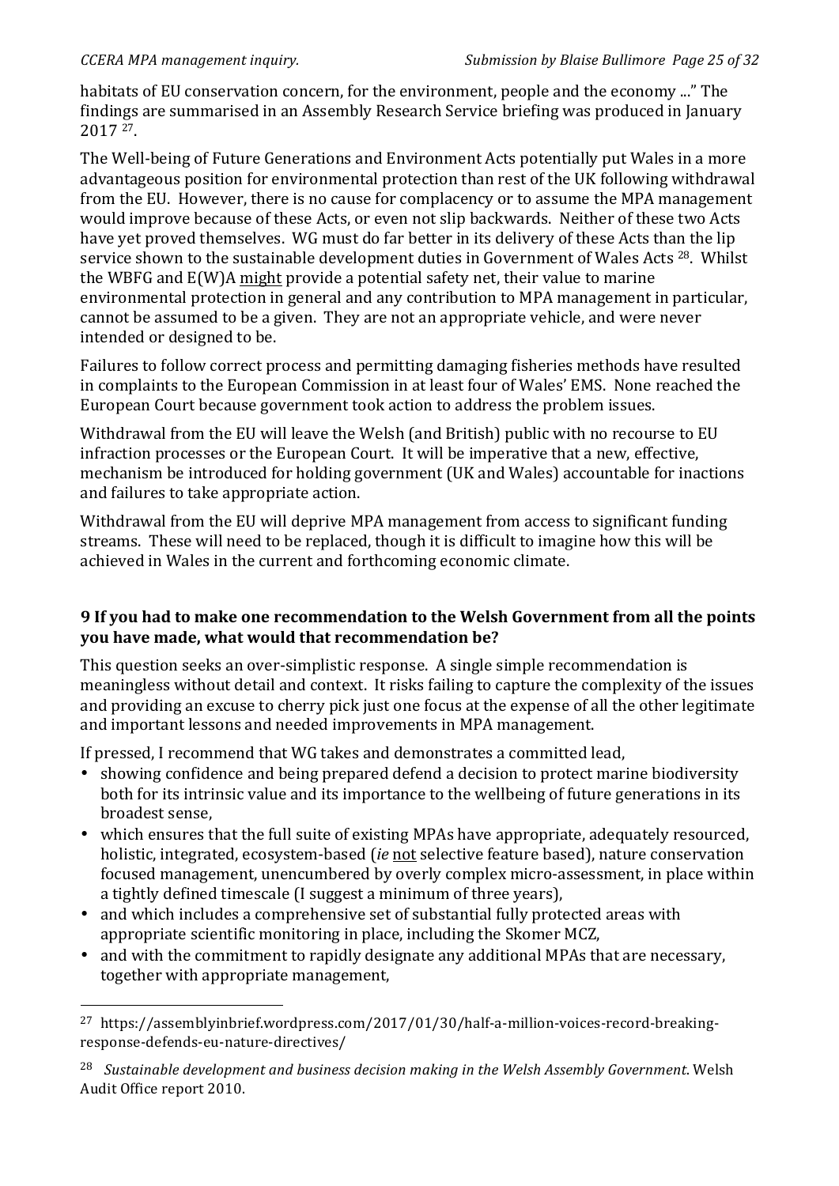habitats of EU conservation concern, for the environment, people and the economy ..." The findings are summarised in an Assembly Research Service briefing was produced in January 2017 [27].

The Well-being of Future Generations and Environment Acts potentially put Wales in a more advantageous position for environmental protection than rest of the UK following withdrawal from the EU. However, there is no cause for complacency or to assume the MPA management would improve because of these Acts, or even not slip backwards. Neither of these two Acts have yet proved themselves. WG must do far better in its delivery of these Acts than the lip service shown to the sustainable development duties in Government of Wales Acts [28]. Whilst the WBFG and E(W)A <u>might</u> provide a potential safety net, their value to marine environmental protection in general and any contribution to MPA management in particular, cannot be assumed to be a given. They are not an appropriate vehicle, and were never intended or designed to be.

Failures to follow correct process and permitting damaging fisheries methods have resulted in complaints to the European Commission in at least four of Wales' EMS. None reached the European Court because government took action to address the problem issues.

Withdrawal from the EU will leave the Welsh (and British) public with no recourse to EU infraction processes or the European Court. It will be imperative that a new, effective, mechanism be introduced for holding government (UK and Wales) accountable for inactions and failures to take appropriate action.

Withdrawal from the EU will deprive MPA management from access to significant funding streams. These will need to be replaced, though it is difficult to imagine how this will be achieved in Wales in the current and forthcoming economic climate.

### 9 If you had to make one recommendation to the Welsh Government from all the points you have made, what would that recommendation be?

This question seeks an over-simplistic response. A single simple recommendation is meaningless without detail and context. It risks failing to capture the complexity of the issues and providing an excuse to cherry pick just one focus at the expense of all the other legitimate and important lessons and needed improvements in MPA management.

If pressed, I recommend that WG takes and demonstrates a committed lead,

- showing confidence and being prepared defend a decision to protect marine biodiversity both for its intrinsic value and its importance to the wellbeing of future generations in its broadest sense,
- which ensures that the full suite of existing MPAs have appropriate, adequately resourced, holistic, integrated, ecosystem-based (*ie* <u>not</u> selective feature based), nature conservation focused management, unencumbered by overly complex micro-assessment, in place within a tightly defined timescale (I suggest a minimum of three years),
- and which includes a comprehensive set of substantial fully protected areas with appropriate scientific monitoring in place, including the Skomer MCZ,
- and with the commitment to rapidly designate any additional MPAs that are necessary, together with appropriate management,

---

[27] https://assemblyinbrief.wordpress.com/2017/01/30/half-a-million-voices-record-breaking-response-defends-eu-nature-directives/

[28] *Sustainable development and business decision making in the Welsh Assembly Government.* Welsh Audit Office report 2010.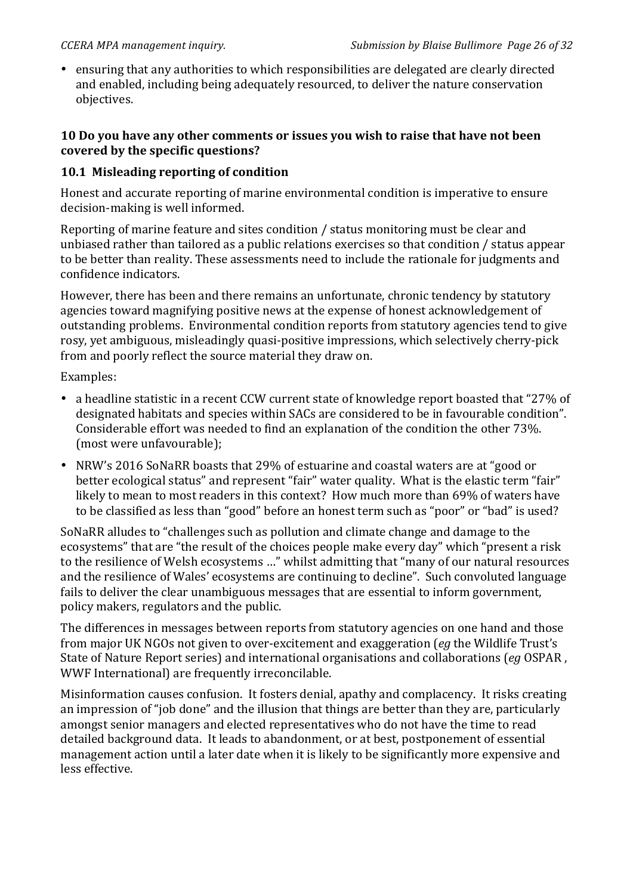- ensuring that any authorities to which responsibilities are delegated are clearly directed and enabled, including being adequately resourced, to deliver the nature conservation objectives.

### 10 Do you have any other comments or issues you wish to raise that have not been covered by the specific questions?

#### 10.1 Misleading reporting of condition

Honest and accurate reporting of marine environmental condition is imperative to ensure decision-making is well informed.

Reporting of marine feature and sites condition / status monitoring must be clear and unbiased rather than tailored as a public relations exercises so that condition / status appear to be better than reality. These assessments need to include the rationale for judgments and confidence indicators.

However, there has been and there remains an unfortunate, chronic tendency by statutory agencies toward magnifying positive news at the expense of honest acknowledgement of outstanding problems. Environmental condition reports from statutory agencies tend to give rosy, yet ambiguous, misleadingly quasi-positive impressions, which selectively cherry-pick from and poorly reflect the source material they draw on.

Examples:

- a headline statistic in a recent CCW current state of knowledge report boasted that "27% of designated habitats and species within SACs are considered to be in favourable condition". Considerable effort was needed to find an explanation of the condition the other 73%. (most were unfavourable);
- NRW's 2016 SoNaRR boasts that 29% of estuarine and coastal waters are at "good or better ecological status" and represent "fair" water quality. What is the elastic term "fair" likely to mean to most readers in this context? How much more than 69% of waters have to be classified as less than "good" before an honest term such as "poor" or "bad" is used?

SoNaRR alludes to "challenges such as pollution and climate change and damage to the ecosystems" that are "the result of the choices people make every day" which "present a risk to the resilience of Welsh ecosystems …" whilst admitting that "many of our natural resources and the resilience of Wales' ecosystems are continuing to decline". Such convoluted language fails to deliver the clear unambiguous messages that are essential to inform government, policy makers, regulators and the public.

The differences in messages between reports from statutory agencies on one hand and those from major UK NGOs not given to over-excitement and exaggeration (*eg* the Wildlife Trust's State of Nature Report series) and international organisations and collaborations (*eg* OSPAR , WWF International) are frequently irreconcilable.

Misinformation causes confusion. It fosters denial, apathy and complacency. It risks creating an impression of "job done" and the illusion that things are better than they are, particularly amongst senior managers and elected representatives who do not have the time to read detailed background data. It leads to abandonment, or at best, postponement of essential management action until a later date when it is likely to be significantly more expensive and less effective.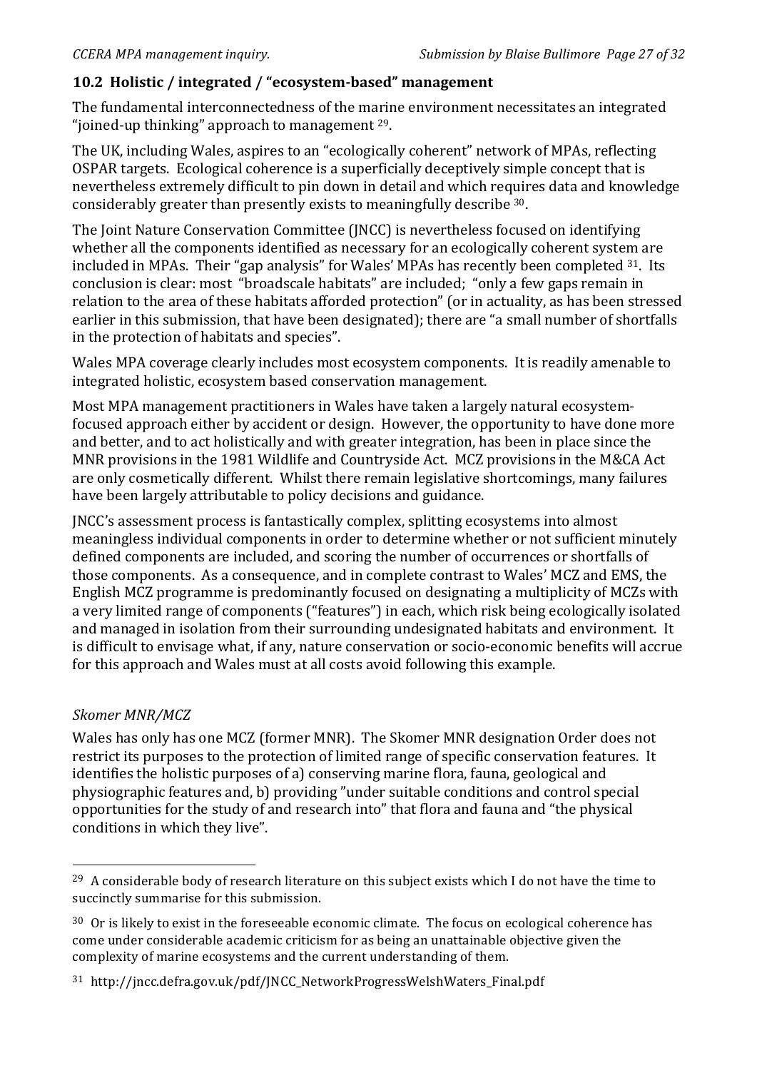## 10.2 Holistic / integrated / "ecosystem-based" management

The fundamental interconnectedness of the marine environment necessitates an integrated "joined-up thinking" approach to management [29].

The UK, including Wales, aspires to an "ecologically coherent" network of MPAs, reflecting OSPAR targets. Ecological coherence is a superficially deceptively simple concept that is nevertheless extremely difficult to pin down in detail and which requires data and knowledge considerably greater than presently exists to meaningfully describe [30].

The Joint Nature Conservation Committee (JNCC) is nevertheless focused on identifying whether all the components identified as necessary for an ecologically coherent system are included in MPAs. Their "gap analysis" for Wales' MPAs has recently been completed [31]. Its conclusion is clear: most "broadscale habitats" are included; "only a few gaps remain in relation to the area of these habitats afforded protection" (or in actuality, as has been stressed earlier in this submission, that have been designated); there are "a small number of shortfalls in the protection of habitats and species".

Wales MPA coverage clearly includes most ecosystem components. It is readily amenable to integrated holistic, ecosystem based conservation management.

Most MPA management practitioners in Wales have taken a largely natural ecosystem-focused approach either by accident or design. However, the opportunity to have done more and better, and to act holistically and with greater integration, has been in place since the MNR provisions in the 1981 Wildlife and Countryside Act. MCZ provisions in the M&CA Act are only cosmetically different. Whilst there remain legislative shortcomings, many failures have been largely attributable to policy decisions and guidance.

JNCC's assessment process is fantastically complex, splitting ecosystems into almost meaningless individual components in order to determine whether or not sufficient minutely defined components are included, and scoring the number of occurrences or shortfalls of those components. As a consequence, and in complete contrast to Wales' MCZ and EMS, the English MCZ programme is predominantly focused on designating a multiplicity of MCZs with a very limited range of components ("features") in each, which risk being ecologically isolated and managed in isolation from their surrounding undesignated habitats and environment. It is difficult to envisage what, if any, nature conservation or socio-economic benefits will accrue for this approach and Wales must at all costs avoid following this example.

*Skomer MNR/MCZ*

Wales has only has one MCZ (former MNR). The Skomer MNR designation Order does not restrict its purposes to the protection of limited range of specific conservation features. It identifies the holistic purposes of a) conserving marine flora, fauna, geological and physiographic features and, b) providing "under suitable conditions and control special opportunities for the study of and research into" that flora and fauna and "the physical conditions in which they live".

---

[29] A considerable body of research literature on this subject exists which I do not have the time to succinctly summarise for this submission.

[30] Or is likely to exist in the foreseeable economic climate. The focus on ecological coherence has come under considerable academic criticism for as being an unattainable objective given the complexity of marine ecosystems and the current understanding of them.

[31] http://jncc.defra.gov.uk/pdf/JNCC_NetworkProgressWelshWaters_Final.pdf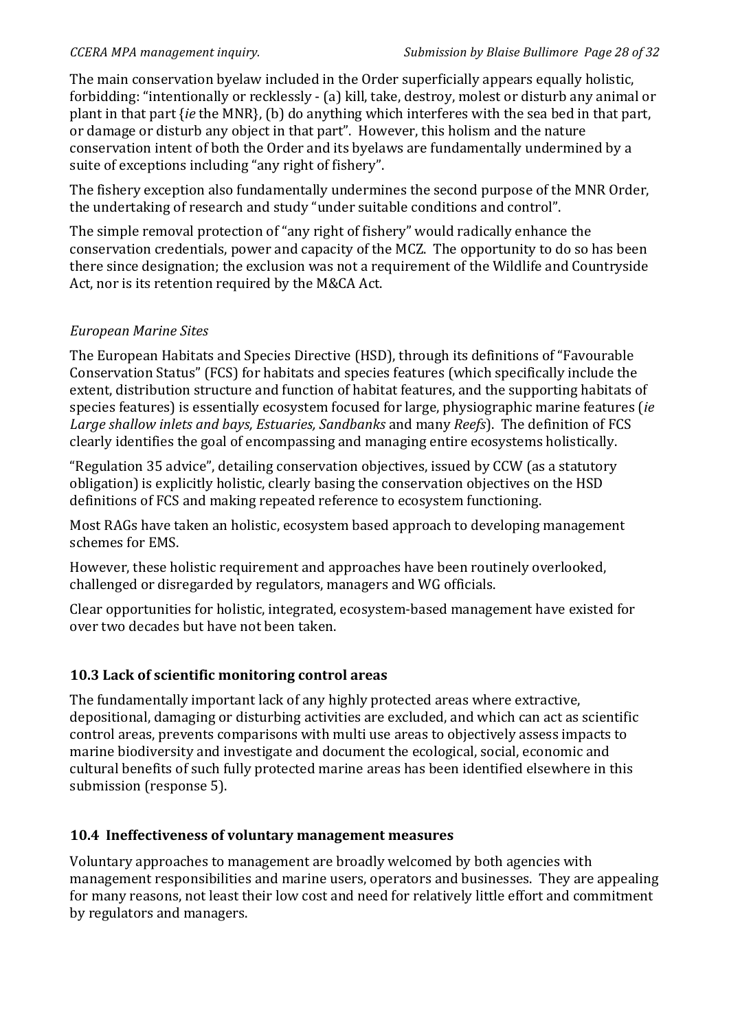The main conservation byelaw included in the Order superficially appears equally holistic, forbidding: "intentionally or recklessly - (a) kill, take, destroy, molest or disturb any animal or plant in that part {*ie* the MNR}, (b) do anything which interferes with the sea bed in that part, or damage or disturb any object in that part". However, this holism and the nature conservation intent of both the Order and its byelaws are fundamentally undermined by a suite of exceptions including "any right of fishery".

The fishery exception also fundamentally undermines the second purpose of the MNR Order, the undertaking of research and study "under suitable conditions and control".

The simple removal protection of "any right of fishery" would radically enhance the conservation credentials, power and capacity of the MCZ. The opportunity to do so has been there since designation; the exclusion was not a requirement of the Wildlife and Countryside Act, nor is its retention required by the M&CA Act.

*European Marine Sites*

The European Habitats and Species Directive (HSD), through its definitions of "Favourable Conservation Status" (FCS) for habitats and species features (which specifically include the extent, distribution structure and function of habitat features, and the supporting habitats of species features) is essentially ecosystem focused for large, physiographic marine features (*ie Large shallow inlets and bays, Estuaries, Sandbanks* and many *Reefs*). The definition of FCS clearly identifies the goal of encompassing and managing entire ecosystems holistically.

"Regulation 35 advice", detailing conservation objectives, issued by CCW (as a statutory obligation) is explicitly holistic, clearly basing the conservation objectives on the HSD definitions of FCS and making repeated reference to ecosystem functioning.

Most RAGs have taken an holistic, ecosystem based approach to developing management schemes for EMS.

However, these holistic requirement and approaches have been routinely overlooked, challenged or disregarded by regulators, managers and WG officials.

Clear opportunities for holistic, integrated, ecosystem-based management have existed for over two decades but have not been taken.

## 10.3 Lack of scientific monitoring control areas

The fundamentally important lack of any highly protected areas where extractive, depositional, damaging or disturbing activities are excluded, and which can act as scientific control areas, prevents comparisons with multi use areas to objectively assess impacts to marine biodiversity and investigate and document the ecological, social, economic and cultural benefits of such fully protected marine areas has been identified elsewhere in this submission (response 5).

## 10.4 Ineffectiveness of voluntary management measures

Voluntary approaches to management are broadly welcomed by both agencies with management responsibilities and marine users, operators and businesses. They are appealing for many reasons, not least their low cost and need for relatively little effort and commitment by regulators and managers.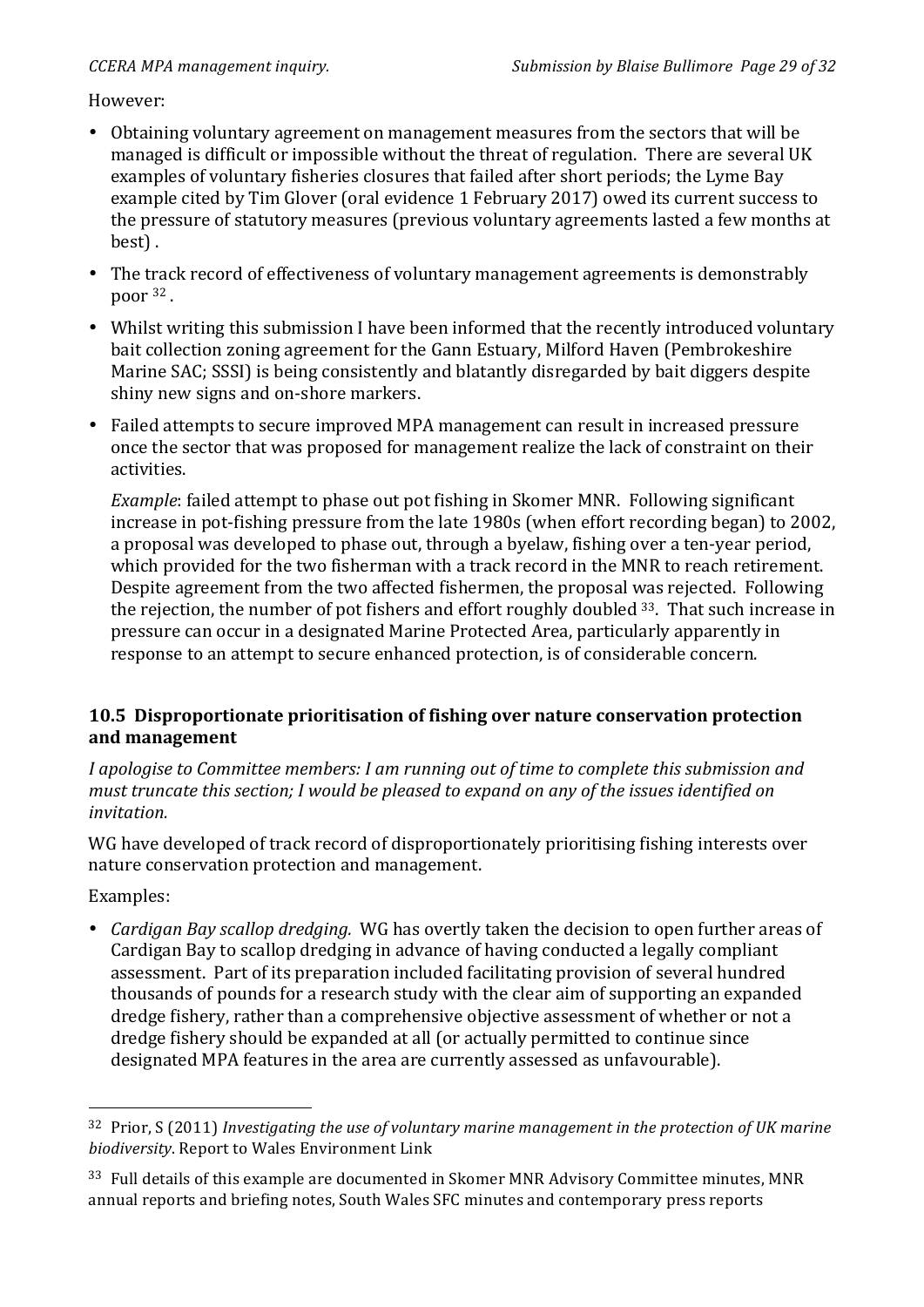However:

- Obtaining voluntary agreement on management measures from the sectors that will be managed is difficult or impossible without the threat of regulation. There are several UK examples of voluntary fisheries closures that failed after short periods; the Lyme Bay example cited by Tim Glover (oral evidence 1 February 2017) owed its current success to the pressure of statutory measures (previous voluntary agreements lasted a few months at best) .
- The track record of effectiveness of voluntary management agreements is demonstrably poor [32] .
- Whilst writing this submission I have been informed that the recently introduced voluntary bait collection zoning agreement for the Gann Estuary, Milford Haven (Pembrokeshire Marine SAC; SSSI) is being consistently and blatantly disregarded by bait diggers despite shiny new signs and on-shore markers.
- Failed attempts to secure improved MPA management can result in increased pressure once the sector that was proposed for management realize the lack of constraint on their activities.

  *Example*: failed attempt to phase out pot fishing in Skomer MNR. Following significant increase in pot-fishing pressure from the late 1980s (when effort recording began) to 2002, a proposal was developed to phase out, through a byelaw, fishing over a ten-year period, which provided for the two fisherman with a track record in the MNR to reach retirement. Despite agreement from the two affected fishermen, the proposal was rejected. Following the rejection, the number of pot fishers and effort roughly doubled [33]. That such increase in pressure can occur in a designated Marine Protected Area, particularly apparently in response to an attempt to secure enhanced protection, is of considerable concern.

### 10.5 Disproportionate prioritisation of fishing over nature conservation protection and management

*I apologise to Committee members: I am running out of time to complete this submission and must truncate this section; I would be pleased to expand on any of the issues identified on invitation.*

WG have developed of track record of disproportionately prioritising fishing interests over nature conservation protection and management.

Examples:

- *Cardigan Bay scallop dredging.* WG has overtly taken the decision to open further areas of Cardigan Bay to scallop dredging in advance of having conducted a legally compliant assessment. Part of its preparation included facilitating provision of several hundred thousands of pounds for a research study with the clear aim of supporting an expanded dredge fishery, rather than a comprehensive objective assessment of whether or not a dredge fishery should be expanded at all (or actually permitted to continue since designated MPA features in the area are currently assessed as unfavourable).

---

[32] Prior, S (2011) *Investigating the use of voluntary marine management in the protection of UK marine biodiversity*. Report to Wales Environment Link

[33] Full details of this example are documented in Skomer MNR Advisory Committee minutes, MNR annual reports and briefing notes, South Wales SFC minutes and contemporary press reports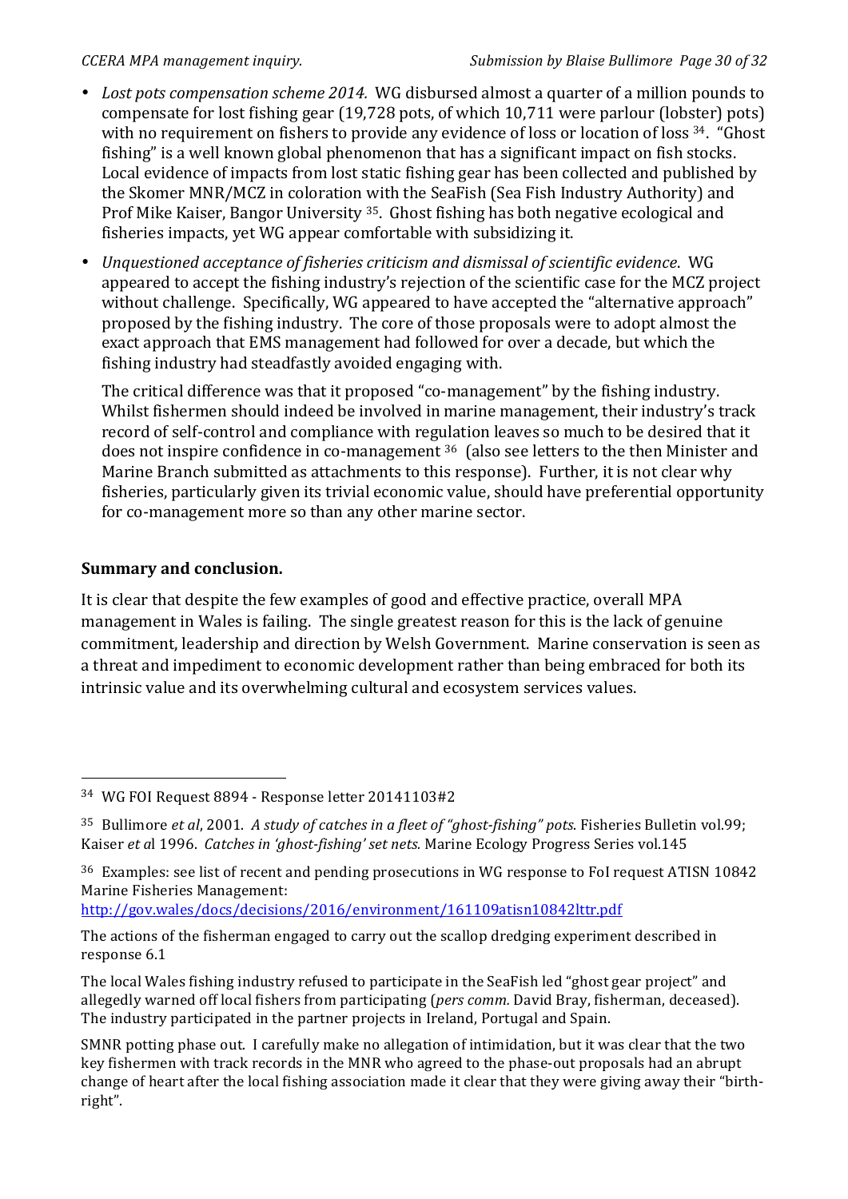- *Lost pots compensation scheme 2014.* WG disbursed almost a quarter of a million pounds to compensate for lost fishing gear (19,728 pots, of which 10,711 were parlour (lobster) pots) with no requirement on fishers to provide any evidence of loss or location of loss [34]. "Ghost fishing" is a well known global phenomenon that has a significant impact on fish stocks. Local evidence of impacts from lost static fishing gear has been collected and published by the Skomer MNR/MCZ in coloration with the SeaFish (Sea Fish Industry Authority) and Prof Mike Kaiser, Bangor University [35]. Ghost fishing has both negative ecological and fisheries impacts, yet WG appear comfortable with subsidizing it.
- *Unquestioned acceptance of fisheries criticism and dismissal of scientific evidence*. WG appeared to accept the fishing industry's rejection of the scientific case for the MCZ project without challenge. Specifically, WG appeared to have accepted the "alternative approach" proposed by the fishing industry. The core of those proposals were to adopt almost the exact approach that EMS management had followed for over a decade, but which the fishing industry had steadfastly avoided engaging with.

  The critical difference was that it proposed "co-management" by the fishing industry. Whilst fishermen should indeed be involved in marine management, their industry's track record of self-control and compliance with regulation leaves so much to be desired that it does not inspire confidence in co-management [36] (also see letters to the then Minister and Marine Branch submitted as attachments to this response). Further, it is not clear why fisheries, particularly given its trivial economic value, should have preferential opportunity for co-management more so than any other marine sector.

## Summary and conclusion.

It is clear that despite the few examples of good and effective practice, overall MPA management in Wales is failing. The single greatest reason for this is the lack of genuine commitment, leadership and direction by Welsh Government. Marine conservation is seen as a threat and impediment to economic development rather than being embraced for both its intrinsic value and its overwhelming cultural and ecosystem services values.

---

[34] WG FOI Request 8894 - Response letter 20141103#2

[35] Bullimore *et al*, 2001. *A study of catches in a fleet of "ghost-fishing" pots*. Fisheries Bulletin vol.99; Kaiser *et a*l 1996. *Catches in 'ghost-fishing' set nets.* Marine Ecology Progress Series vol.145

[36] Examples: see list of recent and pending prosecutions in WG response to FoI request ATISN 10842 Marine Fisheries Management: http://gov.wales/docs/decisions/2016/environment/161109atisn10842lttr.pdf

The actions of the fisherman engaged to carry out the scallop dredging experiment described in response 6.1

The local Wales fishing industry refused to participate in the SeaFish led "ghost gear project" and allegedly warned off local fishers from participating (*pers comm.* David Bray, fisherman, deceased). The industry participated in the partner projects in Ireland, Portugal and Spain.

SMNR potting phase out. I carefully make no allegation of intimidation, but it was clear that the two key fishermen with track records in the MNR who agreed to the phase-out proposals had an abrupt change of heart after the local fishing association made it clear that they were giving away their "birth-right".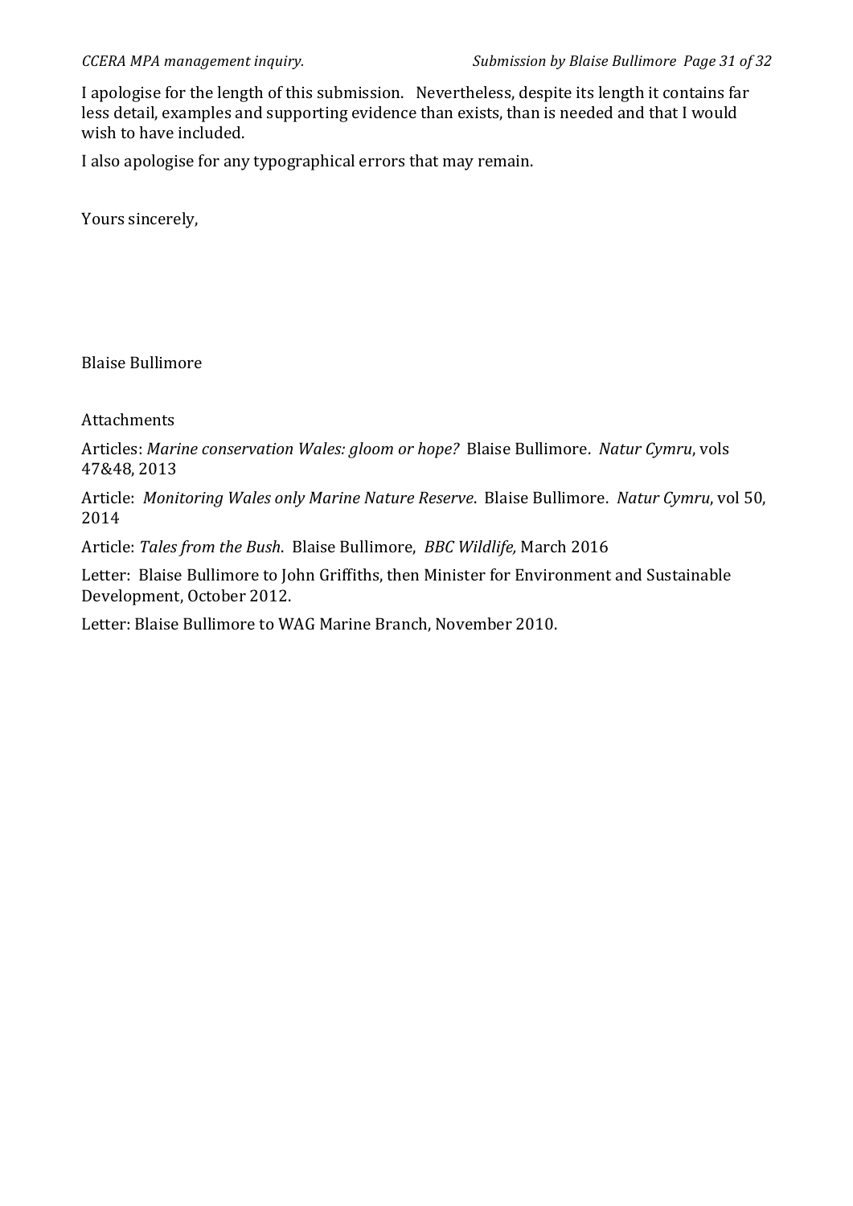I apologise for the length of this submission. Nevertheless, despite its length it contains far less detail, examples and supporting evidence than exists, than is needed and that I would wish to have included.

I also apologise for any typographical errors that may remain.

Yours sincerely,

Blaise Bullimore

Attachments

Articles: *Marine conservation Wales: gloom or hope?* Blaise Bullimore. *Natur Cymru*, vols 47&48, 2013

Article: *Monitoring Wales only Marine Nature Reserve*. Blaise Bullimore. *Natur Cymru*, vol 50, 2014

Article: *Tales from the Bush*. Blaise Bullimore, *BBC Wildlife,* March 2016

Letter: Blaise Bullimore to John Griffiths, then Minister for Environment and Sustainable Development, October 2012.

Letter: Blaise Bullimore to WAG Marine Branch, November 2010.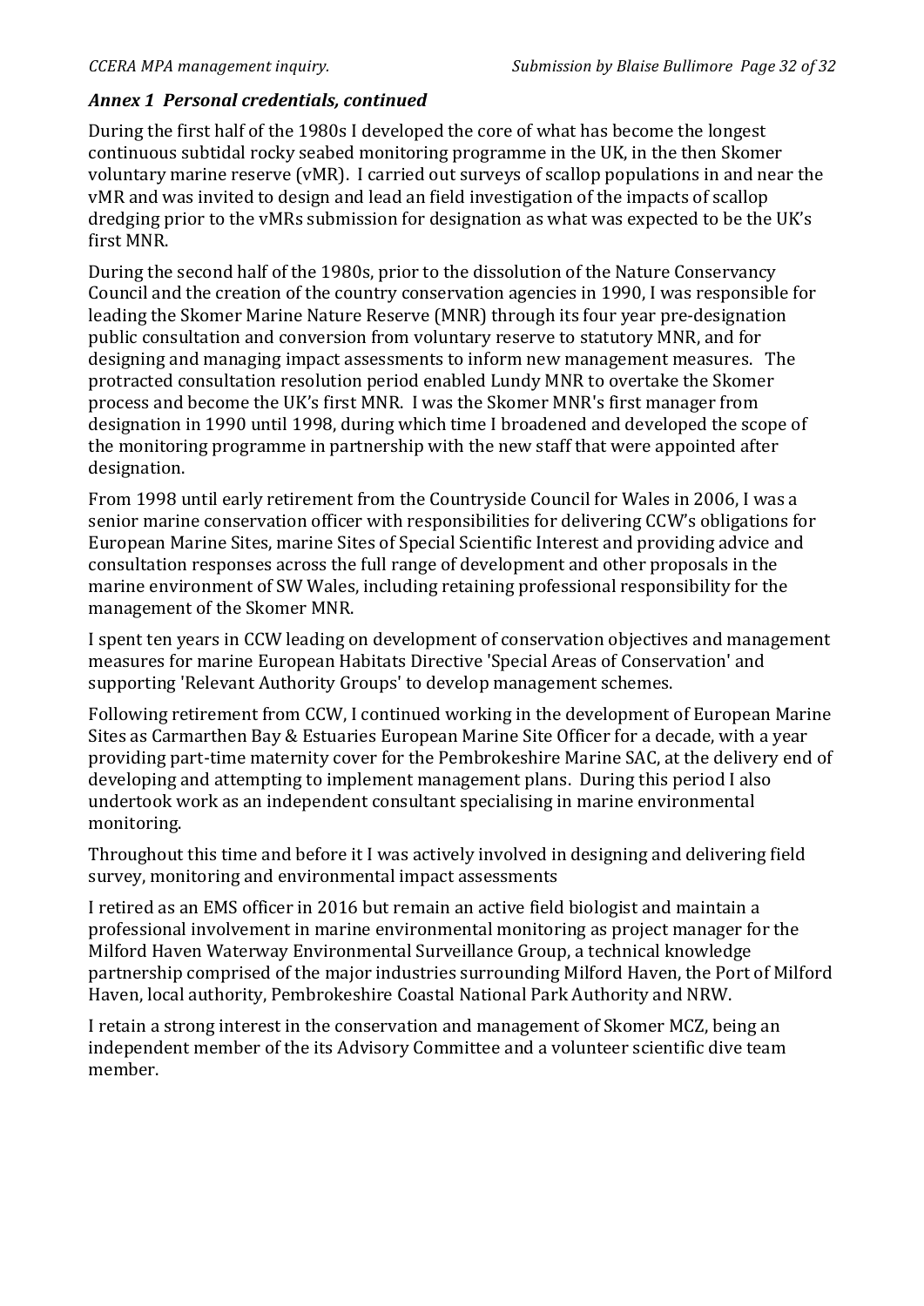### *Annex 1 Personal credentials, continued*

During the first half of the 1980s I developed the core of what has become the longest continuous subtidal rocky seabed monitoring programme in the UK, in the then Skomer voluntary marine reserve (vMR). I carried out surveys of scallop populations in and near the vMR and was invited to design and lead an field investigation of the impacts of scallop dredging prior to the vMRs submission for designation as what was expected to be the UK's first MNR.

During the second half of the 1980s, prior to the dissolution of the Nature Conservancy Council and the creation of the country conservation agencies in 1990, I was responsible for leading the Skomer Marine Nature Reserve (MNR) through its four year pre-designation public consultation and conversion from voluntary reserve to statutory MNR, and for designing and managing impact assessments to inform new management measures. The protracted consultation resolution period enabled Lundy MNR to overtake the Skomer process and become the UK's first MNR. I was the Skomer MNR's first manager from designation in 1990 until 1998, during which time I broadened and developed the scope of the monitoring programme in partnership with the new staff that were appointed after designation.

From 1998 until early retirement from the Countryside Council for Wales in 2006, I was a senior marine conservation officer with responsibilities for delivering CCW's obligations for European Marine Sites, marine Sites of Special Scientific Interest and providing advice and consultation responses across the full range of development and other proposals in the marine environment of SW Wales, including retaining professional responsibility for the management of the Skomer MNR.

I spent ten years in CCW leading on development of conservation objectives and management measures for marine European Habitats Directive 'Special Areas of Conservation' and supporting 'Relevant Authority Groups' to develop management schemes.

Following retirement from CCW, I continued working in the development of European Marine Sites as Carmarthen Bay & Estuaries European Marine Site Officer for a decade, with a year providing part-time maternity cover for the Pembrokeshire Marine SAC, at the delivery end of developing and attempting to implement management plans. During this period I also undertook work as an independent consultant specialising in marine environmental monitoring.

Throughout this time and before it I was actively involved in designing and delivering field survey, monitoring and environmental impact assessments

I retired as an EMS officer in 2016 but remain an active field biologist and maintain a professional involvement in marine environmental monitoring as project manager for the Milford Haven Waterway Environmental Surveillance Group, a technical knowledge partnership comprised of the major industries surrounding Milford Haven, the Port of Milford Haven, local authority, Pembrokeshire Coastal National Park Authority and NRW.

I retain a strong interest in the conservation and management of Skomer MCZ, being an independent member of the its Advisory Committee and a volunteer scientific dive team member.